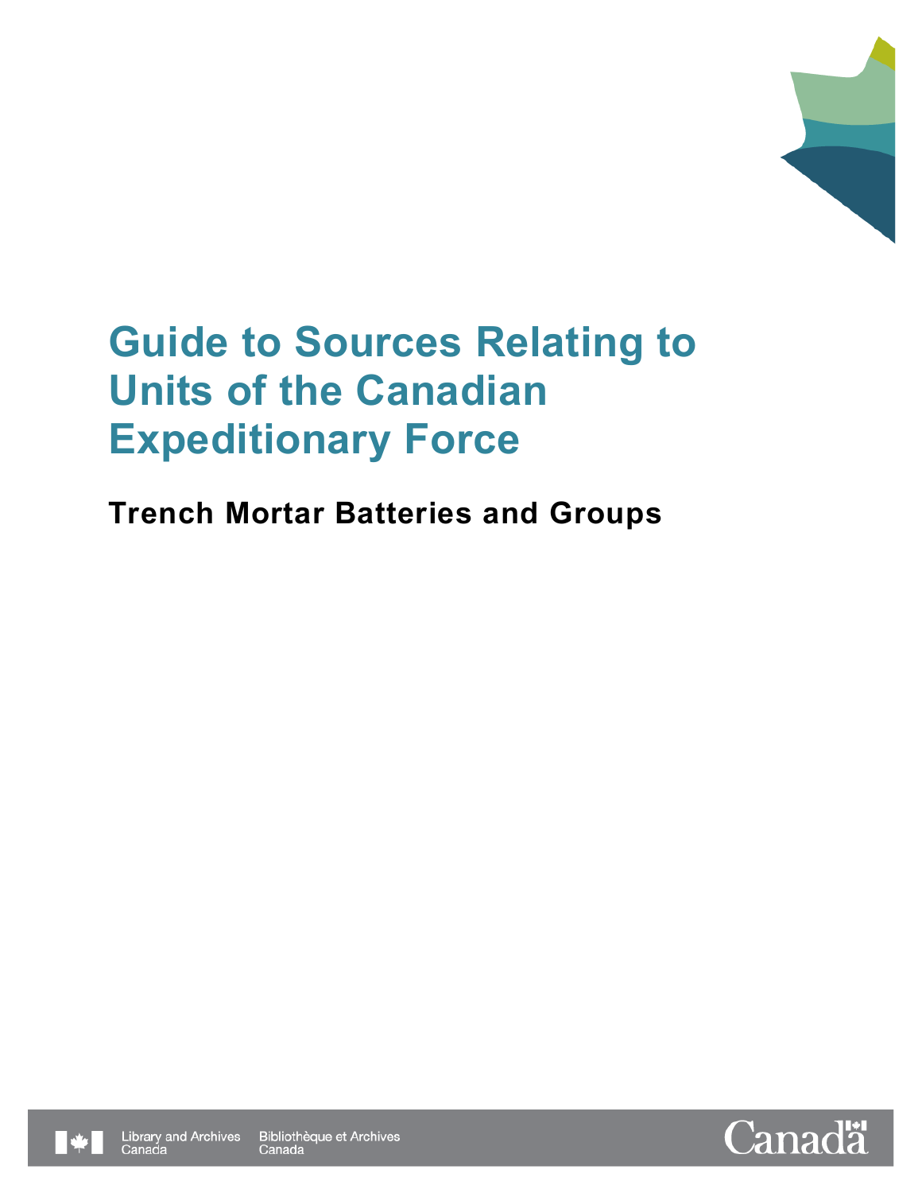# Guide to Sources Relating to Units of the Canadian Expeditionary Force

## Trench Mortar Batteries and Groups

Library and Archives Canada Bibliothèque et Archives Canada

Canada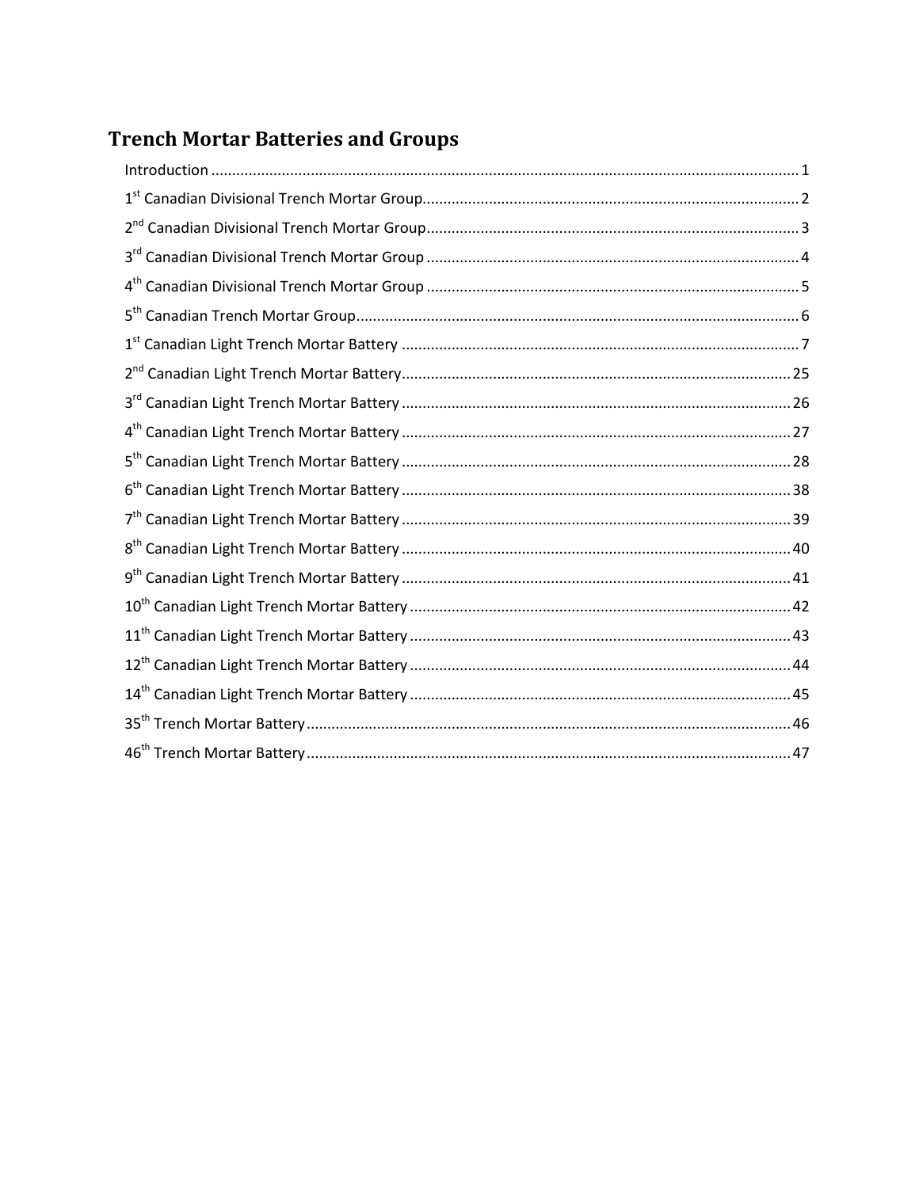# Trench Mortar Batteries and Groups

Introduction ........................................................................................................................................ 1
1st Canadian Divisional Trench Mortar Group........................................................................................ 2
2nd Canadian Divisional Trench Mortar Group........................................................................................ 3
3rd Canadian Divisional Trench Mortar Group ........................................................................................ 4
4th Canadian Divisional Trench Mortar Group ........................................................................................ 5
5th Canadian Trench Mortar Group........................................................................................................ 6
1st Canadian Light Trench Mortar Battery ............................................................................................. 7
2nd Canadian Light Trench Mortar Battery............................................................................................ 25
3rd Canadian Light Trench Mortar Battery ............................................................................................ 26
4th Canadian Light Trench Mortar Battery ............................................................................................ 27
5th Canadian Light Trench Mortar Battery ............................................................................................ 28
6th Canadian Light Trench Mortar Battery ............................................................................................ 38
7th Canadian Light Trench Mortar Battery ............................................................................................ 39
8th Canadian Light Trench Mortar Battery ............................................................................................ 40
9th Canadian Light Trench Mortar Battery ............................................................................................ 41
10th Canadian Light Trench Mortar Battery .......................................................................................... 42
11th Canadian Light Trench Mortar Battery .......................................................................................... 43
12th Canadian Light Trench Mortar Battery .......................................................................................... 44
14th Canadian Light Trench Mortar Battery .......................................................................................... 45
35th Trench Mortar Battery.................................................................................................................. 46
46th Trench Mortar Battery.................................................................................................................. 47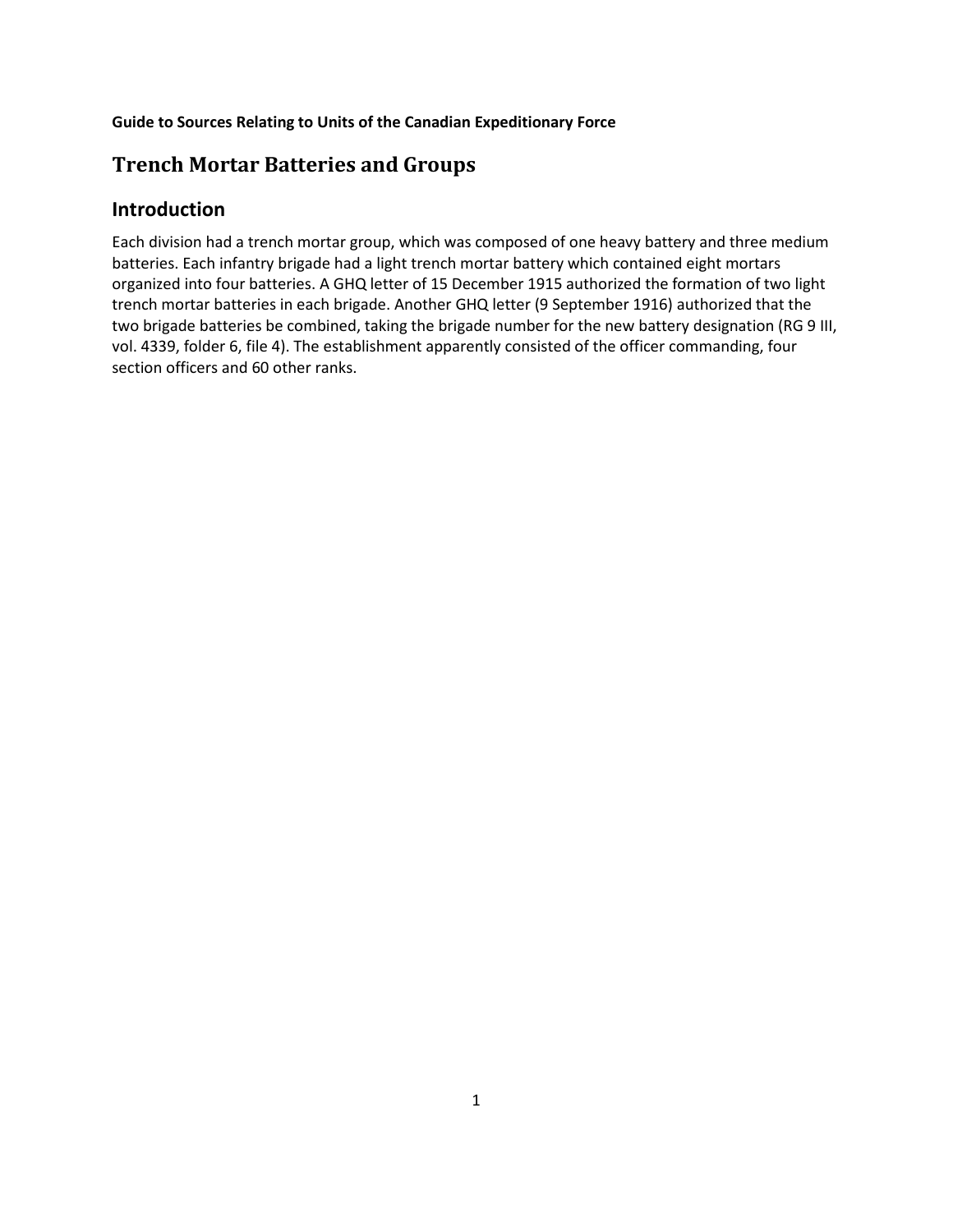**Guide to Sources Relating to Units of the Canadian Expeditionary Force**

# Trench Mortar Batteries and Groups

## Introduction

Each division had a trench mortar group, which was composed of one heavy battery and three medium batteries. Each infantry brigade had a light trench mortar battery which contained eight mortars organized into four batteries. A GHQ letter of 15 December 1915 authorized the formation of two light trench mortar batteries in each brigade. Another GHQ letter (9 September 1916) authorized that the two brigade batteries be combined, taking the brigade number for the new battery designation (RG 9 III, vol. 4339, folder 6, file 4). The establishment apparently consisted of the officer commanding, four section officers and 60 other ranks.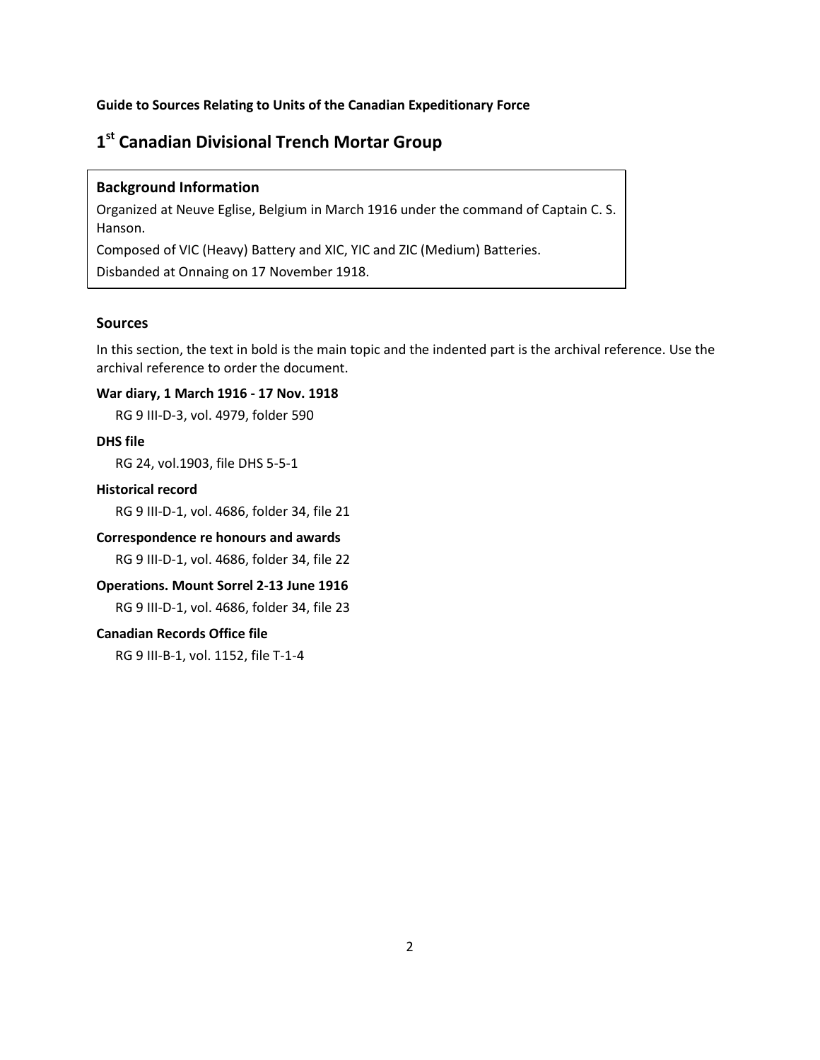**Guide to Sources Relating to Units of the Canadian Expeditionary Force**

# 1st Canadian Divisional Trench Mortar Group

### Background Information

Organized at Neuve Eglise, Belgium in March 1916 under the command of Captain C. S. Hanson.

Composed of VIC (Heavy) Battery and XIC, YIC and ZIC (Medium) Batteries.

Disbanded at Onnaing on 17 November 1918.

## Sources

In this section, the text in bold is the main topic and the indented part is the archival reference. Use the archival reference to order the document.

**War diary, 1 March 1916 - 17 Nov. 1918**

RG 9 III-D-3, vol. 4979, folder 590

**DHS file**

RG 24, vol.1903, file DHS 5-5-1

**Historical record**

RG 9 III-D-1, vol. 4686, folder 34, file 21

**Correspondence re honours and awards**

RG 9 III-D-1, vol. 4686, folder 34, file 22

**Operations. Mount Sorrel 2-13 June 1916**

RG 9 III-D-1, vol. 4686, folder 34, file 23

**Canadian Records Office file**

RG 9 III-B-1, vol. 1152, file T-1-4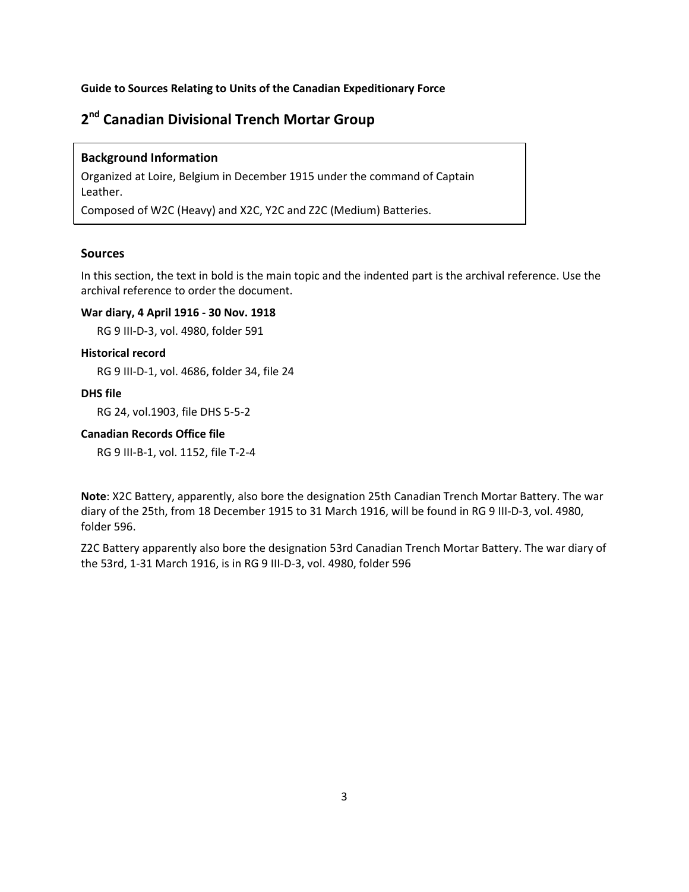**Guide to Sources Relating to Units of the Canadian Expeditionary Force**

# 2nd Canadian Divisional Trench Mortar Group

**Background Information**

Organized at Loire, Belgium in December 1915 under the command of Captain Leather.

Composed of W2C (Heavy) and X2C, Y2C and Z2C (Medium) Batteries.

## Sources

In this section, the text in bold is the main topic and the indented part is the archival reference. Use the archival reference to order the document.

**War diary, 4 April 1916 - 30 Nov. 1918**

RG 9 III-D-3, vol. 4980, folder 591

**Historical record**

RG 9 III-D-1, vol. 4686, folder 34, file 24

**DHS file**

RG 24, vol.1903, file DHS 5-5-2

**Canadian Records Office file**

RG 9 III-B-1, vol. 1152, file T-2-4

**Note**: X2C Battery, apparently, also bore the designation 25th Canadian Trench Mortar Battery. The war diary of the 25th, from 18 December 1915 to 31 March 1916, will be found in RG 9 III-D-3, vol. 4980, folder 596.

Z2C Battery apparently also bore the designation 53rd Canadian Trench Mortar Battery. The war diary of the 53rd, 1-31 March 1916, is in RG 9 III-D-3, vol. 4980, folder 596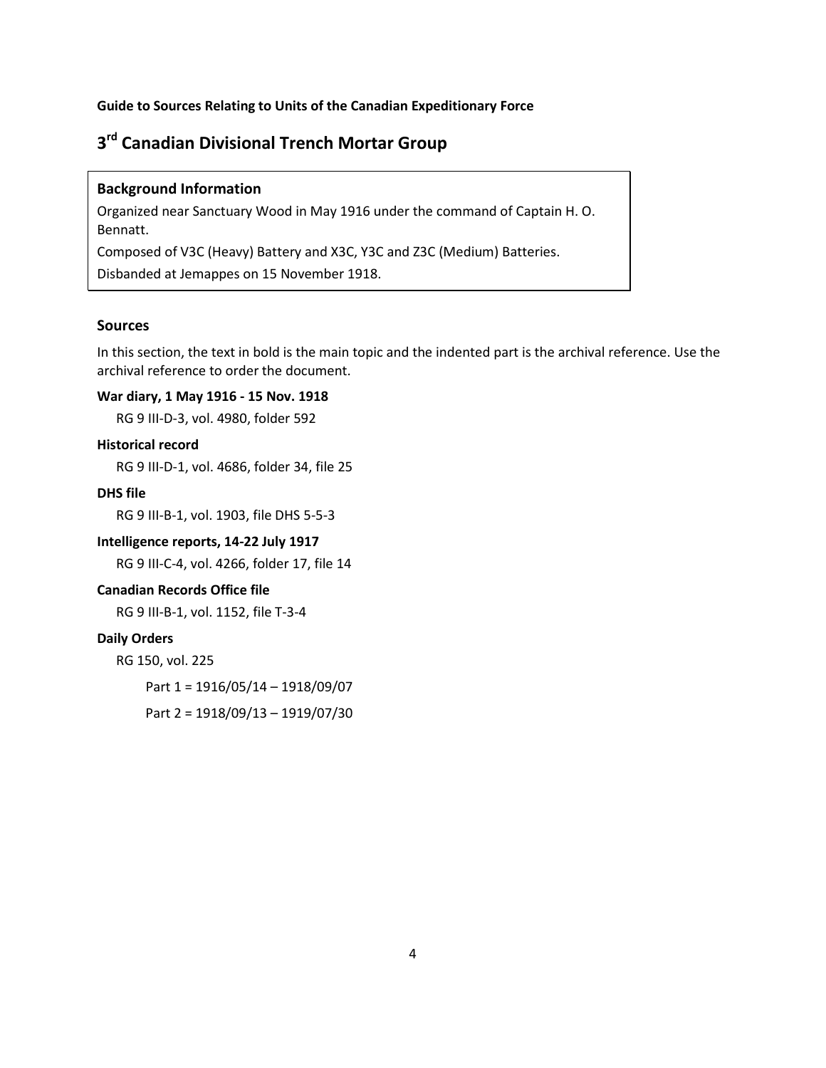**Guide to Sources Relating to Units of the Canadian Expeditionary Force**

# 3rd Canadian Divisional Trench Mortar Group

**Background Information**

Organized near Sanctuary Wood in May 1916 under the command of Captain H. O. Bennatt.

Composed of V3C (Heavy) Battery and X3C, Y3C and Z3C (Medium) Batteries.

Disbanded at Jemappes on 15 November 1918.

## Sources

In this section, the text in bold is the main topic and the indented part is the archival reference. Use the archival reference to order the document.

**War diary, 1 May 1916 - 15 Nov. 1918**

RG 9 III-D-3, vol. 4980, folder 592

**Historical record**

RG 9 III-D-1, vol. 4686, folder 34, file 25

**DHS file**

RG 9 III-B-1, vol. 1903, file DHS 5-5-3

**Intelligence reports, 14-22 July 1917**

RG 9 III-C-4, vol. 4266, folder 17, file 14

**Canadian Records Office file**

RG 9 III-B-1, vol. 1152, file T-3-4

**Daily Orders**

RG 150, vol. 225

Part 1 = 1916/05/14 – 1918/09/07

Part 2 = 1918/09/13 – 1919/07/30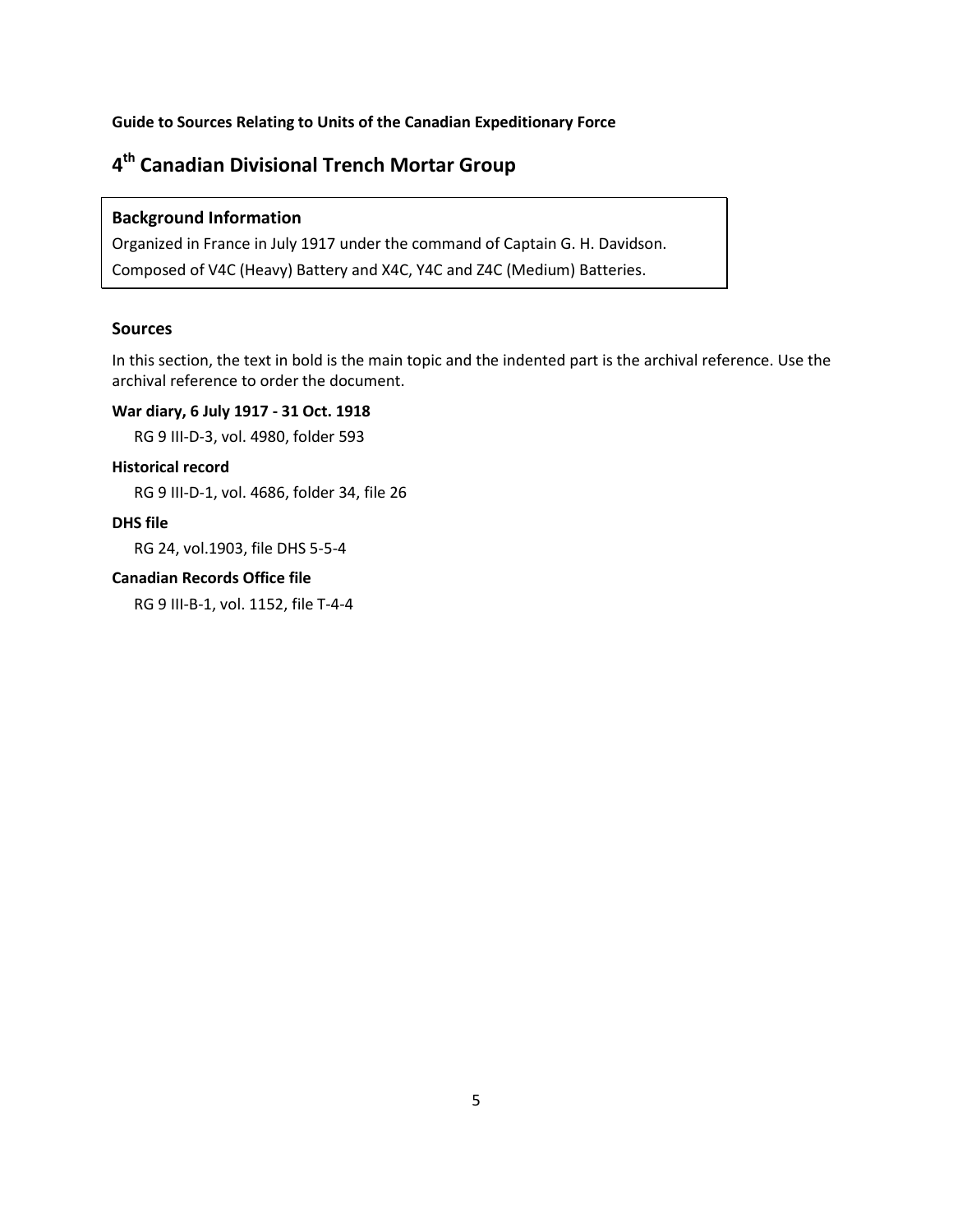**Guide to Sources Relating to Units of the Canadian Expeditionary Force**

# 4th Canadian Divisional Trench Mortar Group

### Background Information

Organized in France in July 1917 under the command of Captain G. H. Davidson.

Composed of V4C (Heavy) Battery and X4C, Y4C and Z4C (Medium) Batteries.

## Sources

In this section, the text in bold is the main topic and the indented part is the archival reference. Use the archival reference to order the document.

**War diary, 6 July 1917 - 31 Oct. 1918**

RG 9 III-D-3, vol. 4980, folder 593

**Historical record**

RG 9 III-D-1, vol. 4686, folder 34, file 26

**DHS file**

RG 24, vol.1903, file DHS 5-5-4

**Canadian Records Office file**

RG 9 III-B-1, vol. 1152, file T-4-4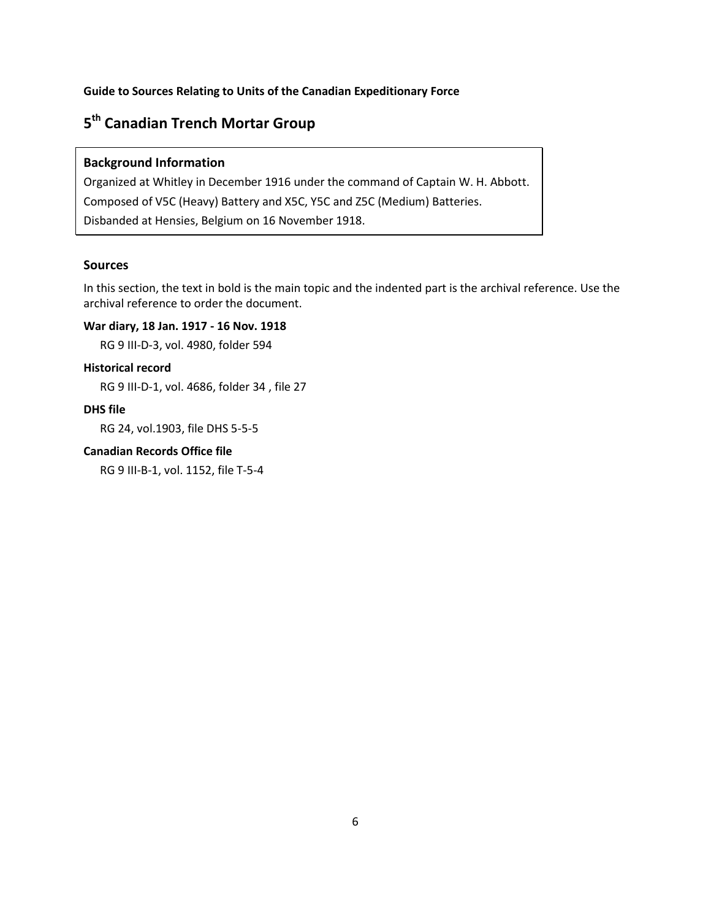**Guide to Sources Relating to Units of the Canadian Expeditionary Force**

# 5th Canadian Trench Mortar Group

### Background Information

Organized at Whitley in December 1916 under the command of Captain W. H. Abbott.
Composed of V5C (Heavy) Battery and X5C, Y5C and Z5C (Medium) Batteries.
Disbanded at Hensies, Belgium on 16 November 1918.

## Sources

In this section, the text in bold is the main topic and the indented part is the archival reference. Use the archival reference to order the document.

**War diary, 18 Jan. 1917 - 16 Nov. 1918**

RG 9 III-D-3, vol. 4980, folder 594

**Historical record**

RG 9 III-D-1, vol. 4686, folder 34 , file 27

**DHS file**

RG 24, vol.1903, file DHS 5-5-5

**Canadian Records Office file**

RG 9 III-B-1, vol. 1152, file T-5-4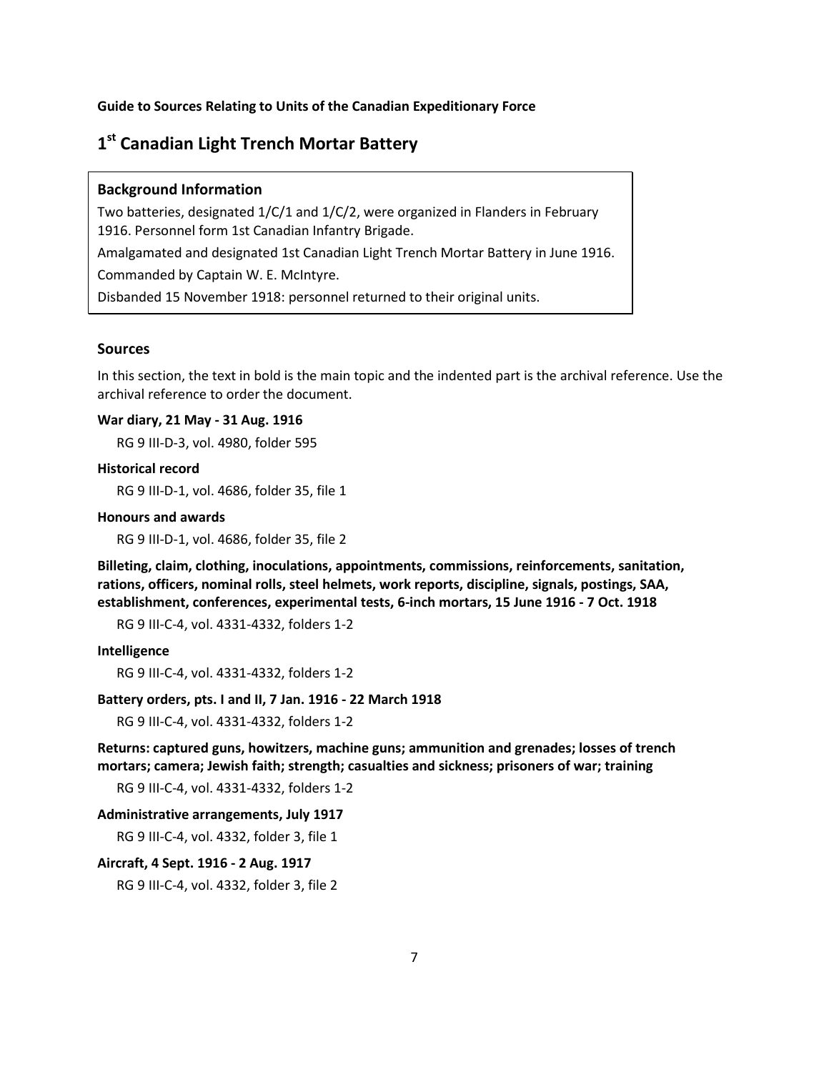**Guide to Sources Relating to Units of the Canadian Expeditionary Force**

# 1st Canadian Light Trench Mortar Battery

### Background Information

Two batteries, designated 1/C/1 and 1/C/2, were organized in Flanders in February 1916. Personnel form 1st Canadian Infantry Brigade.

Amalgamated and designated 1st Canadian Light Trench Mortar Battery in June 1916.

Commanded by Captain W. E. McIntyre.

Disbanded 15 November 1918: personnel returned to their original units.

### Sources

In this section, the text in bold is the main topic and the indented part is the archival reference. Use the archival reference to order the document.

**War diary, 21 May - 31 Aug. 1916**

RG 9 III-D-3, vol. 4980, folder 595

**Historical record**

RG 9 III-D-1, vol. 4686, folder 35, file 1

**Honours and awards**

RG 9 III-D-1, vol. 4686, folder 35, file 2

**Billeting, claim, clothing, inoculations, appointments, commissions, reinforcements, sanitation, rations, officers, nominal rolls, steel helmets, work reports, discipline, signals, postings, SAA, establishment, conferences, experimental tests, 6-inch mortars, 15 June 1916 - 7 Oct. 1918**

RG 9 III-C-4, vol. 4331-4332, folders 1-2

**Intelligence**

RG 9 III-C-4, vol. 4331-4332, folders 1-2

**Battery orders, pts. I and II, 7 Jan. 1916 - 22 March 1918**

RG 9 III-C-4, vol. 4331-4332, folders 1-2

**Returns: captured guns, howitzers, machine guns; ammunition and grenades; losses of trench mortars; camera; Jewish faith; strength; casualties and sickness; prisoners of war; training**

RG 9 III-C-4, vol. 4331-4332, folders 1-2

**Administrative arrangements, July 1917**

RG 9 III-C-4, vol. 4332, folder 3, file 1

**Aircraft, 4 Sept. 1916 - 2 Aug. 1917**

RG 9 III-C-4, vol. 4332, folder 3, file 2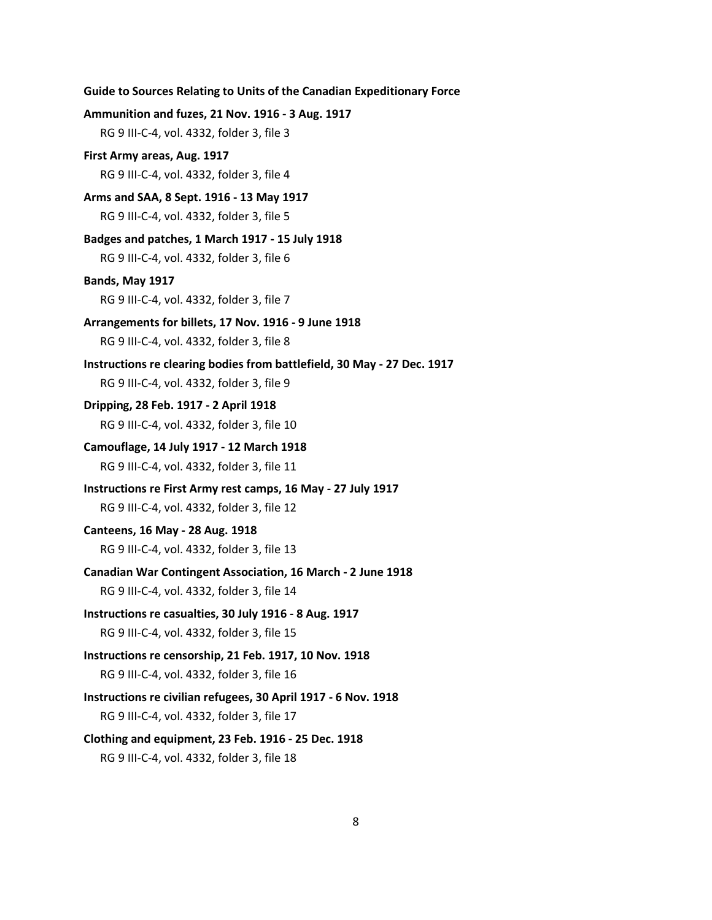**Ammunition and fuzes, 21 Nov. 1916 - 3 Aug. 1917**

RG 9 III-C-4, vol. 4332, folder 3, file 3

**First Army areas, Aug. 1917**

RG 9 III-C-4, vol. 4332, folder 3, file 4

**Arms and SAA, 8 Sept. 1916 - 13 May 1917**

RG 9 III-C-4, vol. 4332, folder 3, file 5

**Badges and patches, 1 March 1917 - 15 July 1918**

RG 9 III-C-4, vol. 4332, folder 3, file 6

**Bands, May 1917**

RG 9 III-C-4, vol. 4332, folder 3, file 7

**Arrangements for billets, 17 Nov. 1916 - 9 June 1918**

RG 9 III-C-4, vol. 4332, folder 3, file 8

**Instructions re clearing bodies from battlefield, 30 May - 27 Dec. 1917**

RG 9 III-C-4, vol. 4332, folder 3, file 9

**Dripping, 28 Feb. 1917 - 2 April 1918**

RG 9 III-C-4, vol. 4332, folder 3, file 10

**Camouflage, 14 July 1917 - 12 March 1918**

RG 9 III-C-4, vol. 4332, folder 3, file 11

**Instructions re First Army rest camps, 16 May - 27 July 1917**

RG 9 III-C-4, vol. 4332, folder 3, file 12

**Canteens, 16 May - 28 Aug. 1918**

RG 9 III-C-4, vol. 4332, folder 3, file 13

**Canadian War Contingent Association, 16 March - 2 June 1918**

RG 9 III-C-4, vol. 4332, folder 3, file 14

**Instructions re casualties, 30 July 1916 - 8 Aug. 1917**

RG 9 III-C-4, vol. 4332, folder 3, file 15

**Instructions re censorship, 21 Feb. 1917, 10 Nov. 1918**

RG 9 III-C-4, vol. 4332, folder 3, file 16

**Instructions re civilian refugees, 30 April 1917 - 6 Nov. 1918**

RG 9 III-C-4, vol. 4332, folder 3, file 17

**Clothing and equipment, 23 Feb. 1916 - 25 Dec. 1918**

RG 9 III-C-4, vol. 4332, folder 3, file 18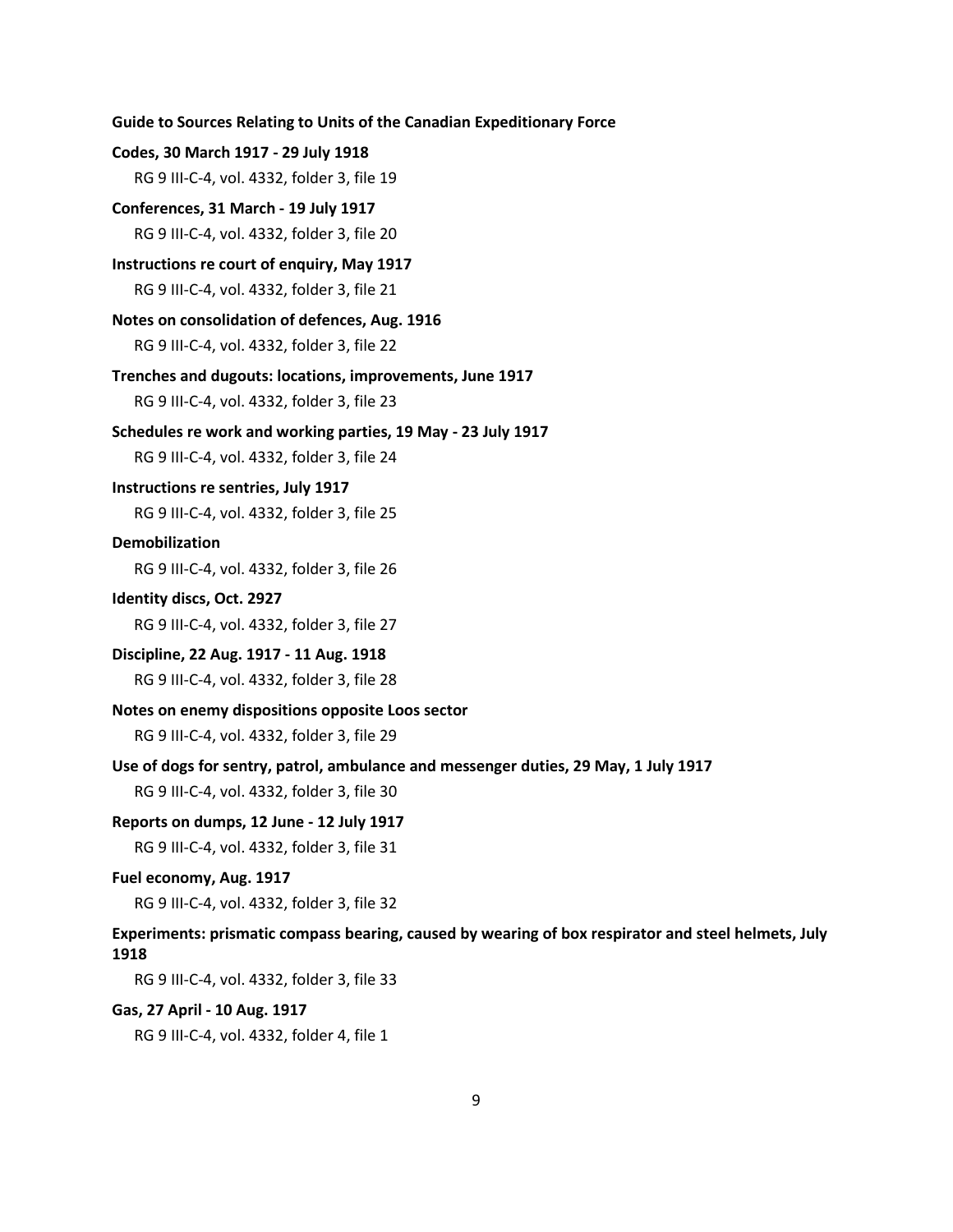**Codes, 30 March 1917 - 29 July 1918**

RG 9 III-C-4, vol. 4332, folder 3, file 19

**Conferences, 31 March - 19 July 1917**

RG 9 III-C-4, vol. 4332, folder 3, file 20

**Instructions re court of enquiry, May 1917**

RG 9 III-C-4, vol. 4332, folder 3, file 21

**Notes on consolidation of defences, Aug. 1916**

RG 9 III-C-4, vol. 4332, folder 3, file 22

**Trenches and dugouts: locations, improvements, June 1917**

RG 9 III-C-4, vol. 4332, folder 3, file 23

**Schedules re work and working parties, 19 May - 23 July 1917**

RG 9 III-C-4, vol. 4332, folder 3, file 24

**Instructions re sentries, July 1917**

RG 9 III-C-4, vol. 4332, folder 3, file 25

**Demobilization**

RG 9 III-C-4, vol. 4332, folder 3, file 26

**Identity discs, Oct. 2927**

RG 9 III-C-4, vol. 4332, folder 3, file 27

**Discipline, 22 Aug. 1917 - 11 Aug. 1918**

RG 9 III-C-4, vol. 4332, folder 3, file 28

**Notes on enemy dispositions opposite Loos sector**

RG 9 III-C-4, vol. 4332, folder 3, file 29

**Use of dogs for sentry, patrol, ambulance and messenger duties, 29 May, 1 July 1917**

RG 9 III-C-4, vol. 4332, folder 3, file 30

**Reports on dumps, 12 June - 12 July 1917**

RG 9 III-C-4, vol. 4332, folder 3, file 31

**Fuel economy, Aug. 1917**

RG 9 III-C-4, vol. 4332, folder 3, file 32

**Experiments: prismatic compass bearing, caused by wearing of box respirator and steel helmets, July 1918**

RG 9 III-C-4, vol. 4332, folder 3, file 33

**Gas, 27 April - 10 Aug. 1917**

RG 9 III-C-4, vol. 4332, folder 4, file 1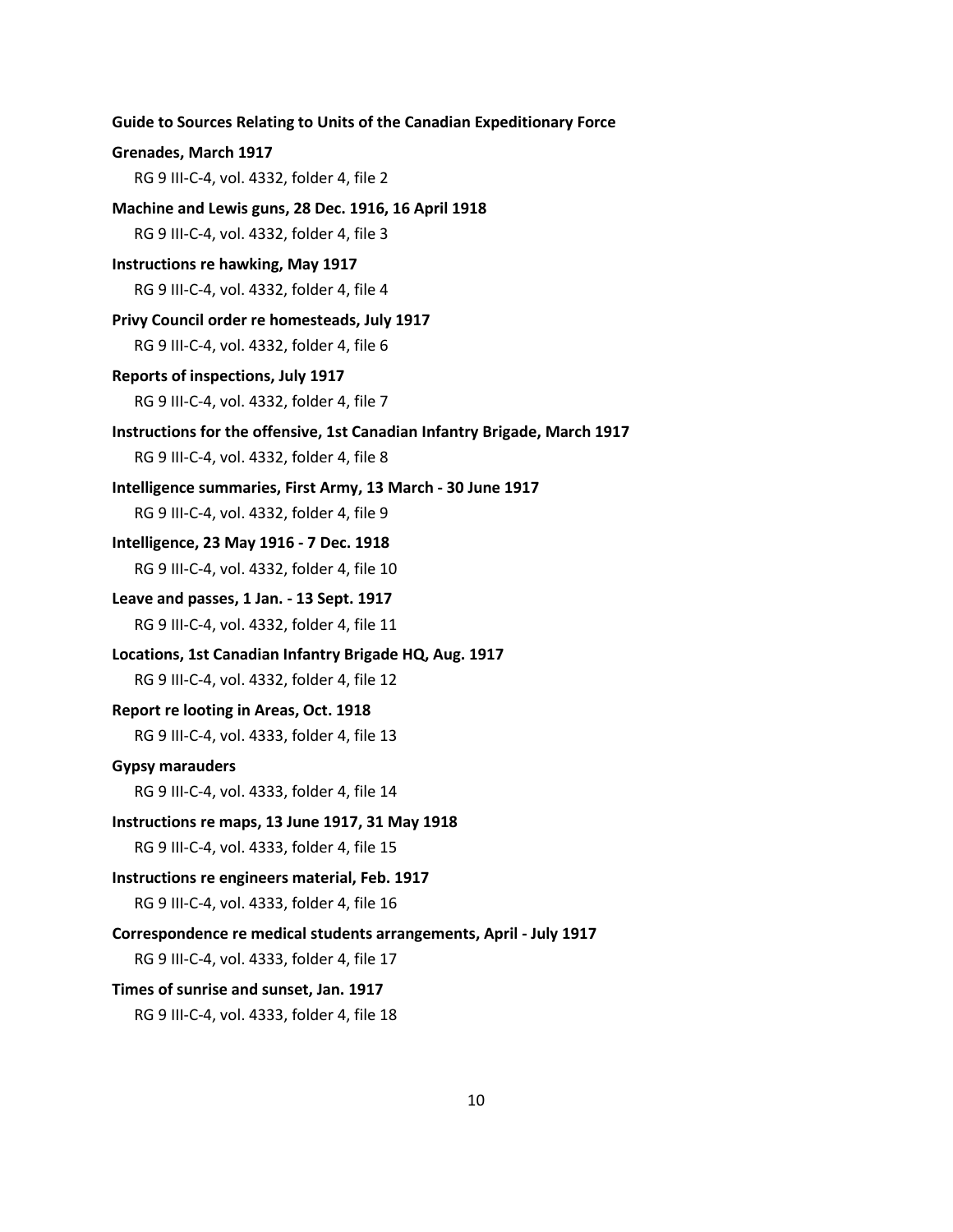**Grenades, March 1917**

RG 9 III-C-4, vol. 4332, folder 4, file 2

**Machine and Lewis guns, 28 Dec. 1916, 16 April 1918**

RG 9 III-C-4, vol. 4332, folder 4, file 3

**Instructions re hawking, May 1917**

RG 9 III-C-4, vol. 4332, folder 4, file 4

**Privy Council order re homesteads, July 1917**

RG 9 III-C-4, vol. 4332, folder 4, file 6

**Reports of inspections, July 1917**

RG 9 III-C-4, vol. 4332, folder 4, file 7

**Instructions for the offensive, 1st Canadian Infantry Brigade, March 1917**

RG 9 III-C-4, vol. 4332, folder 4, file 8

**Intelligence summaries, First Army, 13 March - 30 June 1917**

RG 9 III-C-4, vol. 4332, folder 4, file 9

**Intelligence, 23 May 1916 - 7 Dec. 1918**

RG 9 III-C-4, vol. 4332, folder 4, file 10

**Leave and passes, 1 Jan. - 13 Sept. 1917**

RG 9 III-C-4, vol. 4332, folder 4, file 11

**Locations, 1st Canadian Infantry Brigade HQ, Aug. 1917**

RG 9 III-C-4, vol. 4332, folder 4, file 12

**Report re looting in Areas, Oct. 1918**

RG 9 III-C-4, vol. 4333, folder 4, file 13

**Gypsy marauders**

RG 9 III-C-4, vol. 4333, folder 4, file 14

**Instructions re maps, 13 June 1917, 31 May 1918**

RG 9 III-C-4, vol. 4333, folder 4, file 15

**Instructions re engineers material, Feb. 1917**

RG 9 III-C-4, vol. 4333, folder 4, file 16

**Correspondence re medical students arrangements, April - July 1917**

RG 9 III-C-4, vol. 4333, folder 4, file 17

**Times of sunrise and sunset, Jan. 1917**

RG 9 III-C-4, vol. 4333, folder 4, file 18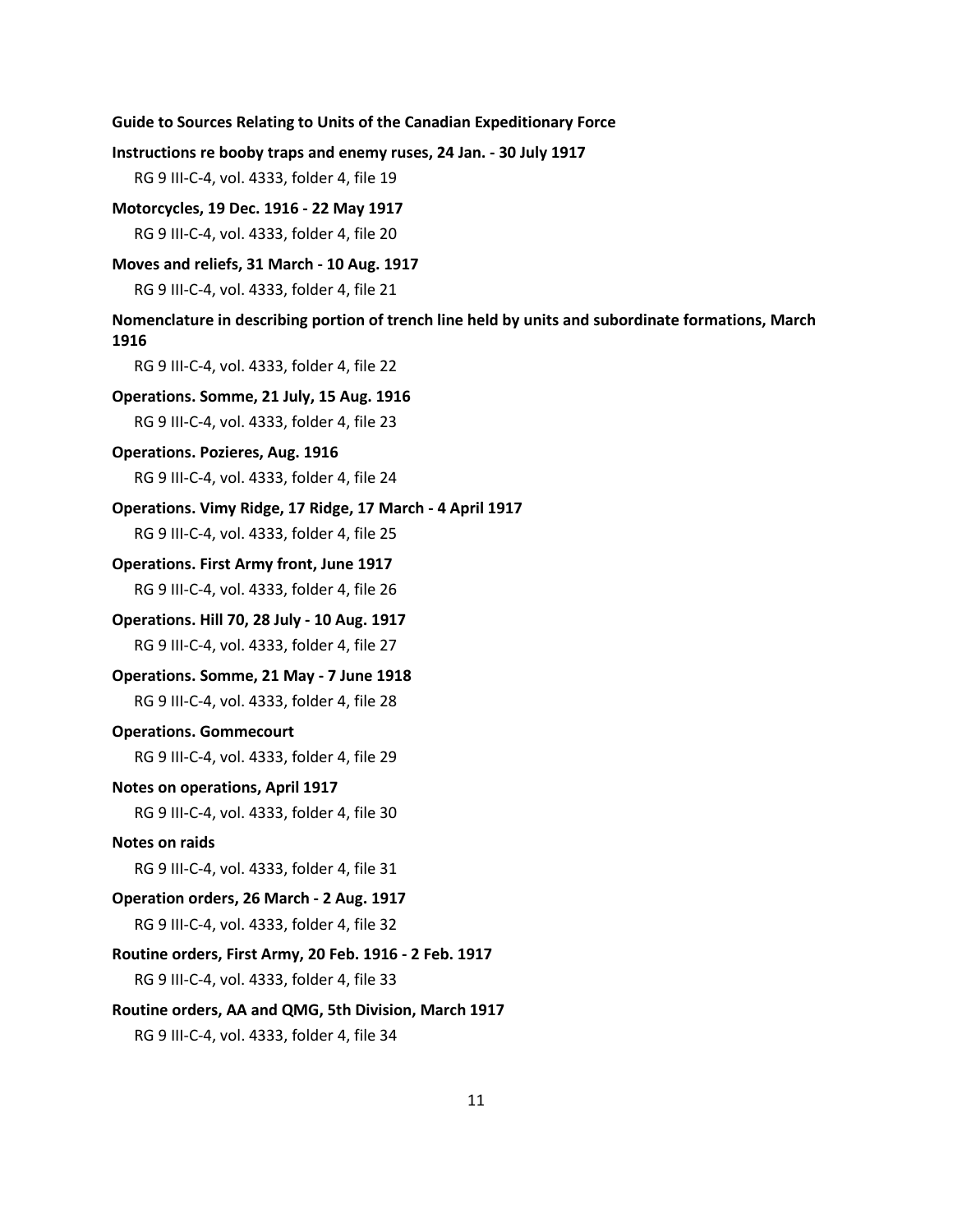**Instructions re booby traps and enemy ruses, 24 Jan. - 30 July 1917**

RG 9 III-C-4, vol. 4333, folder 4, file 19

**Motorcycles, 19 Dec. 1916 - 22 May 1917**

RG 9 III-C-4, vol. 4333, folder 4, file 20

**Moves and reliefs, 31 March - 10 Aug. 1917**

RG 9 III-C-4, vol. 4333, folder 4, file 21

**Nomenclature in describing portion of trench line held by units and subordinate formations, March 1916**

RG 9 III-C-4, vol. 4333, folder 4, file 22

**Operations. Somme, 21 July, 15 Aug. 1916**

RG 9 III-C-4, vol. 4333, folder 4, file 23

**Operations. Pozieres, Aug. 1916**

RG 9 III-C-4, vol. 4333, folder 4, file 24

**Operations. Vimy Ridge, 17 Ridge, 17 March - 4 April 1917**

RG 9 III-C-4, vol. 4333, folder 4, file 25

**Operations. First Army front, June 1917**

RG 9 III-C-4, vol. 4333, folder 4, file 26

**Operations. Hill 70, 28 July - 10 Aug. 1917**

RG 9 III-C-4, vol. 4333, folder 4, file 27

**Operations. Somme, 21 May - 7 June 1918**

RG 9 III-C-4, vol. 4333, folder 4, file 28

**Operations. Gommecourt**

RG 9 III-C-4, vol. 4333, folder 4, file 29

**Notes on operations, April 1917**

RG 9 III-C-4, vol. 4333, folder 4, file 30

**Notes on raids**

RG 9 III-C-4, vol. 4333, folder 4, file 31

**Operation orders, 26 March - 2 Aug. 1917**

RG 9 III-C-4, vol. 4333, folder 4, file 32

**Routine orders, First Army, 20 Feb. 1916 - 2 Feb. 1917**

RG 9 III-C-4, vol. 4333, folder 4, file 33

**Routine orders, AA and QMG, 5th Division, March 1917**

RG 9 III-C-4, vol. 4333, folder 4, file 34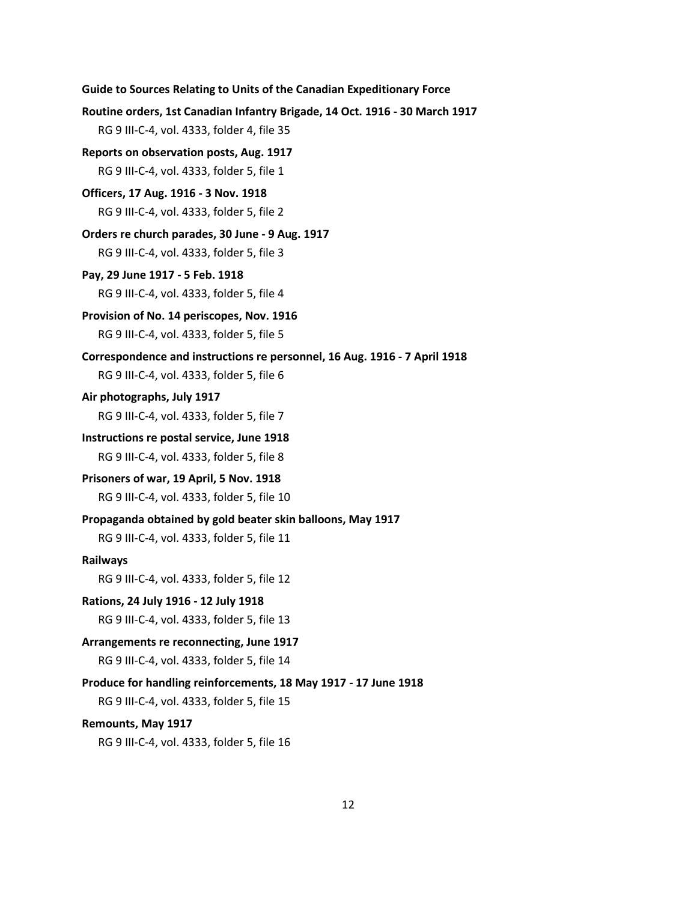**Routine orders, 1st Canadian Infantry Brigade, 14 Oct. 1916 - 30 March 1917**

RG 9 III-C-4, vol. 4333, folder 4, file 35

**Reports on observation posts, Aug. 1917**

RG 9 III-C-4, vol. 4333, folder 5, file 1

**Officers, 17 Aug. 1916 - 3 Nov. 1918**

RG 9 III-C-4, vol. 4333, folder 5, file 2

**Orders re church parades, 30 June - 9 Aug. 1917**

RG 9 III-C-4, vol. 4333, folder 5, file 3

**Pay, 29 June 1917 - 5 Feb. 1918**

RG 9 III-C-4, vol. 4333, folder 5, file 4

**Provision of No. 14 periscopes, Nov. 1916**

RG 9 III-C-4, vol. 4333, folder 5, file 5

**Correspondence and instructions re personnel, 16 Aug. 1916 - 7 April 1918**

RG 9 III-C-4, vol. 4333, folder 5, file 6

**Air photographs, July 1917**

RG 9 III-C-4, vol. 4333, folder 5, file 7

**Instructions re postal service, June 1918**

RG 9 III-C-4, vol. 4333, folder 5, file 8

**Prisoners of war, 19 April, 5 Nov. 1918**

RG 9 III-C-4, vol. 4333, folder 5, file 10

**Propaganda obtained by gold beater skin balloons, May 1917**

RG 9 III-C-4, vol. 4333, folder 5, file 11

**Railways**

RG 9 III-C-4, vol. 4333, folder 5, file 12

**Rations, 24 July 1916 - 12 July 1918**

RG 9 III-C-4, vol. 4333, folder 5, file 13

**Arrangements re reconnecting, June 1917**

RG 9 III-C-4, vol. 4333, folder 5, file 14

**Produce for handling reinforcements, 18 May 1917 - 17 June 1918**

RG 9 III-C-4, vol. 4333, folder 5, file 15

**Remounts, May 1917**

RG 9 III-C-4, vol. 4333, folder 5, file 16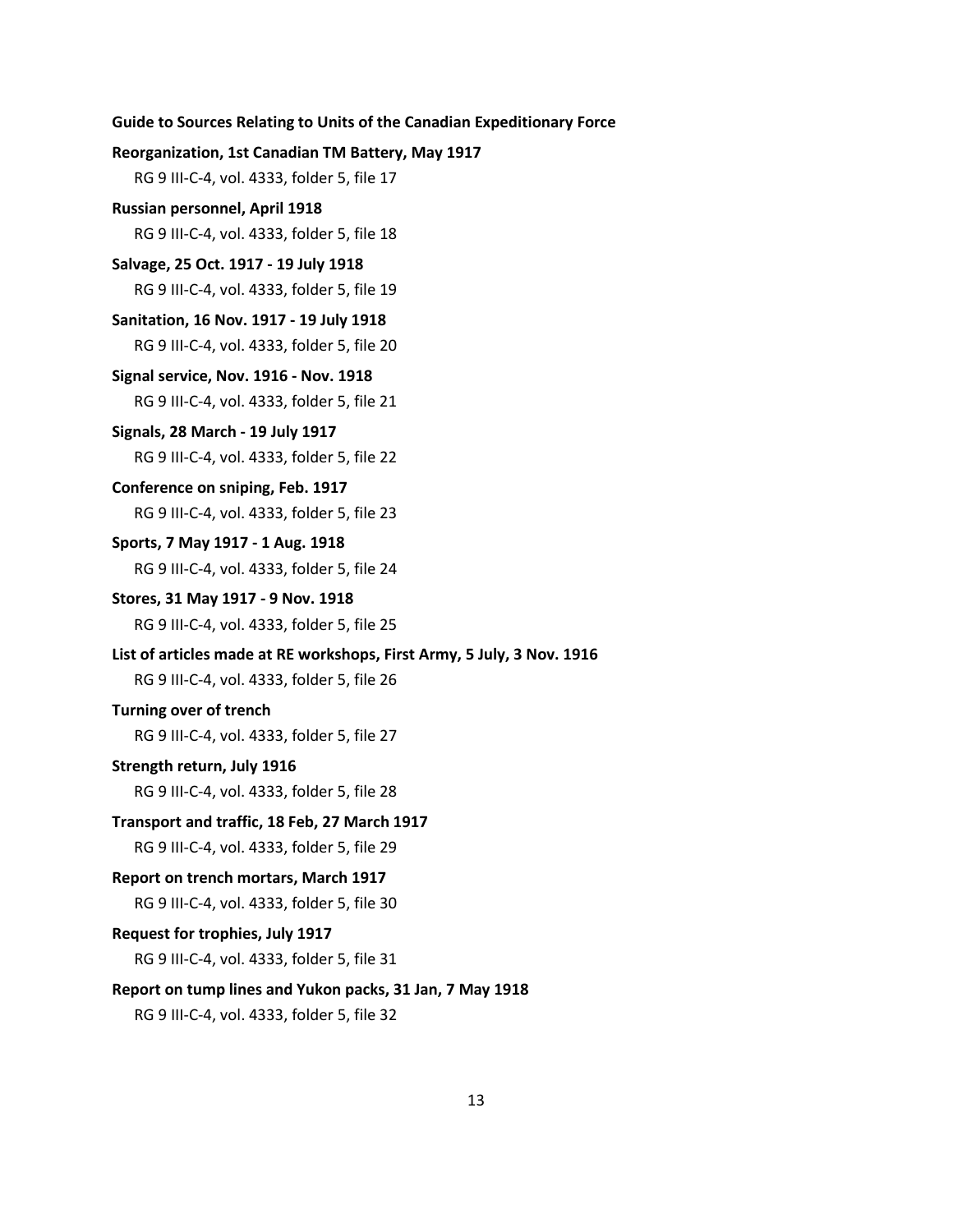**Reorganization, 1st Canadian TM Battery, May 1917**

RG 9 III-C-4, vol. 4333, folder 5, file 17

**Russian personnel, April 1918**

RG 9 III-C-4, vol. 4333, folder 5, file 18

**Salvage, 25 Oct. 1917 - 19 July 1918**

RG 9 III-C-4, vol. 4333, folder 5, file 19

**Sanitation, 16 Nov. 1917 - 19 July 1918**

RG 9 III-C-4, vol. 4333, folder 5, file 20

**Signal service, Nov. 1916 - Nov. 1918**

RG 9 III-C-4, vol. 4333, folder 5, file 21

**Signals, 28 March - 19 July 1917**

RG 9 III-C-4, vol. 4333, folder 5, file 22

**Conference on sniping, Feb. 1917**

RG 9 III-C-4, vol. 4333, folder 5, file 23

**Sports, 7 May 1917 - 1 Aug. 1918**

RG 9 III-C-4, vol. 4333, folder 5, file 24

**Stores, 31 May 1917 - 9 Nov. 1918**

RG 9 III-C-4, vol. 4333, folder 5, file 25

**List of articles made at RE workshops, First Army, 5 July, 3 Nov. 1916**

RG 9 III-C-4, vol. 4333, folder 5, file 26

**Turning over of trench**

RG 9 III-C-4, vol. 4333, folder 5, file 27

**Strength return, July 1916**

RG 9 III-C-4, vol. 4333, folder 5, file 28

**Transport and traffic, 18 Feb, 27 March 1917**

RG 9 III-C-4, vol. 4333, folder 5, file 29

**Report on trench mortars, March 1917**

RG 9 III-C-4, vol. 4333, folder 5, file 30

**Request for trophies, July 1917**

RG 9 III-C-4, vol. 4333, folder 5, file 31

**Report on tump lines and Yukon packs, 31 Jan, 7 May 1918**

RG 9 III-C-4, vol. 4333, folder 5, file 32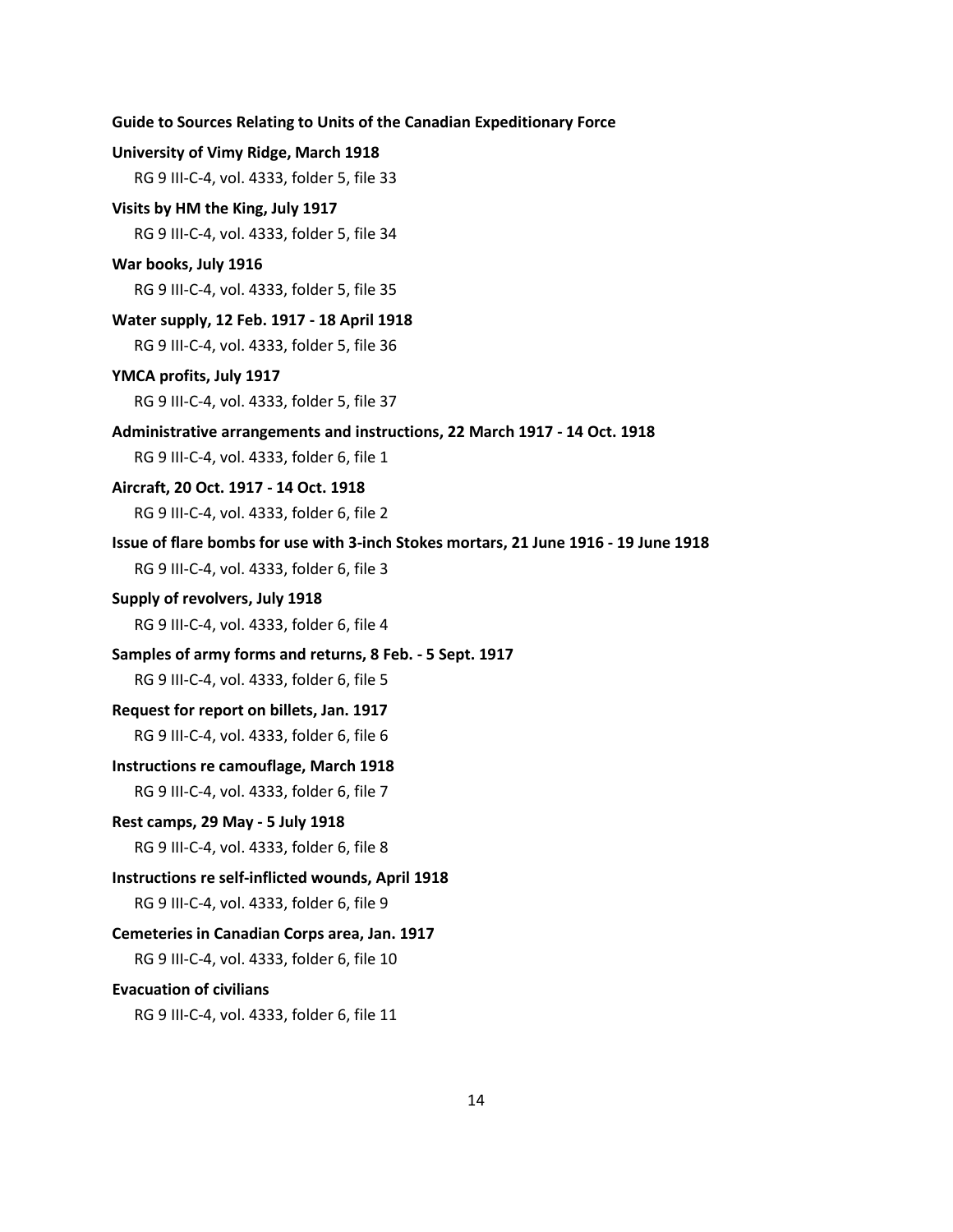**University of Vimy Ridge, March 1918**

RG 9 III-C-4, vol. 4333, folder 5, file 33

**Visits by HM the King, July 1917**

RG 9 III-C-4, vol. 4333, folder 5, file 34

**War books, July 1916**

RG 9 III-C-4, vol. 4333, folder 5, file 35

**Water supply, 12 Feb. 1917 - 18 April 1918**

RG 9 III-C-4, vol. 4333, folder 5, file 36

**YMCA profits, July 1917**

RG 9 III-C-4, vol. 4333, folder 5, file 37

**Administrative arrangements and instructions, 22 March 1917 - 14 Oct. 1918**

RG 9 III-C-4, vol. 4333, folder 6, file 1

**Aircraft, 20 Oct. 1917 - 14 Oct. 1918**

RG 9 III-C-4, vol. 4333, folder 6, file 2

**Issue of flare bombs for use with 3-inch Stokes mortars, 21 June 1916 - 19 June 1918**

RG 9 III-C-4, vol. 4333, folder 6, file 3

**Supply of revolvers, July 1918**

RG 9 III-C-4, vol. 4333, folder 6, file 4

**Samples of army forms and returns, 8 Feb. - 5 Sept. 1917**

RG 9 III-C-4, vol. 4333, folder 6, file 5

**Request for report on billets, Jan. 1917**

RG 9 III-C-4, vol. 4333, folder 6, file 6

**Instructions re camouflage, March 1918**

RG 9 III-C-4, vol. 4333, folder 6, file 7

**Rest camps, 29 May - 5 July 1918**

RG 9 III-C-4, vol. 4333, folder 6, file 8

**Instructions re self-inflicted wounds, April 1918**

RG 9 III-C-4, vol. 4333, folder 6, file 9

**Cemeteries in Canadian Corps area, Jan. 1917**

RG 9 III-C-4, vol. 4333, folder 6, file 10

**Evacuation of civilians**

RG 9 III-C-4, vol. 4333, folder 6, file 11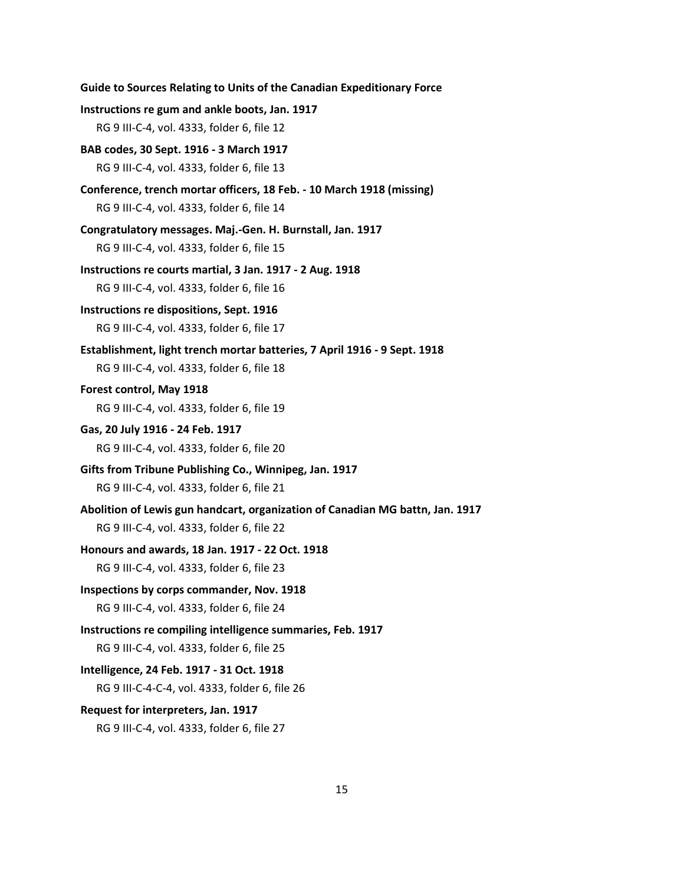**Instructions re gum and ankle boots, Jan. 1917**

RG 9 III-C-4, vol. 4333, folder 6, file 12

**BAB codes, 30 Sept. 1916 - 3 March 1917**

RG 9 III-C-4, vol. 4333, folder 6, file 13

**Conference, trench mortar officers, 18 Feb. - 10 March 1918 (missing)**

RG 9 III-C-4, vol. 4333, folder 6, file 14

**Congratulatory messages. Maj.-Gen. H. Burnstall, Jan. 1917**

RG 9 III-C-4, vol. 4333, folder 6, file 15

**Instructions re courts martial, 3 Jan. 1917 - 2 Aug. 1918**

RG 9 III-C-4, vol. 4333, folder 6, file 16

**Instructions re dispositions, Sept. 1916**

RG 9 III-C-4, vol. 4333, folder 6, file 17

**Establishment, light trench mortar batteries, 7 April 1916 - 9 Sept. 1918**

RG 9 III-C-4, vol. 4333, folder 6, file 18

**Forest control, May 1918**

RG 9 III-C-4, vol. 4333, folder 6, file 19

**Gas, 20 July 1916 - 24 Feb. 1917**

RG 9 III-C-4, vol. 4333, folder 6, file 20

**Gifts from Tribune Publishing Co., Winnipeg, Jan. 1917**

RG 9 III-C-4, vol. 4333, folder 6, file 21

**Abolition of Lewis gun handcart, organization of Canadian MG battn, Jan. 1917**

RG 9 III-C-4, vol. 4333, folder 6, file 22

**Honours and awards, 18 Jan. 1917 - 22 Oct. 1918**

RG 9 III-C-4, vol. 4333, folder 6, file 23

**Inspections by corps commander, Nov. 1918**

RG 9 III-C-4, vol. 4333, folder 6, file 24

**Instructions re compiling intelligence summaries, Feb. 1917**

RG 9 III-C-4, vol. 4333, folder 6, file 25

**Intelligence, 24 Feb. 1917 - 31 Oct. 1918**

RG 9 III-C-4-C-4, vol. 4333, folder 6, file 26

**Request for interpreters, Jan. 1917**

RG 9 III-C-4, vol. 4333, folder 6, file 27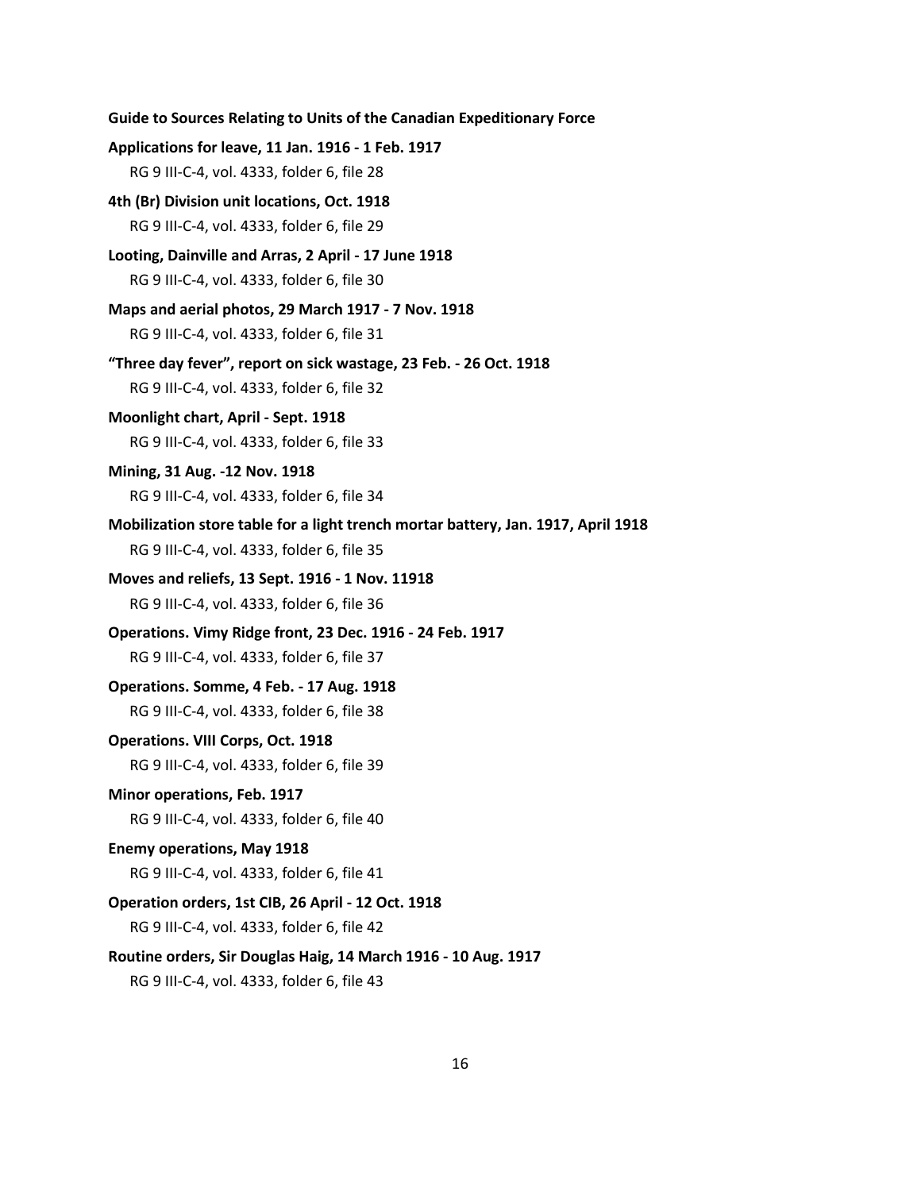**Guide to Sources Relating to Units of the Canadian Expeditionary Force**

**Applications for leave, 11 Jan. 1916 - 1 Feb. 1917**
RG 9 III-C-4, vol. 4333, folder 6, file 28

**4th (Br) Division unit locations, Oct. 1918**
RG 9 III-C-4, vol. 4333, folder 6, file 29

**Looting, Dainville and Arras, 2 April - 17 June 1918**
RG 9 III-C-4, vol. 4333, folder 6, file 30

**Maps and aerial photos, 29 March 1917 - 7 Nov. 1918**
RG 9 III-C-4, vol. 4333, folder 6, file 31

**"Three day fever", report on sick wastage, 23 Feb. - 26 Oct. 1918**
RG 9 III-C-4, vol. 4333, folder 6, file 32

**Moonlight chart, April - Sept. 1918**
RG 9 III-C-4, vol. 4333, folder 6, file 33

**Mining, 31 Aug. -12 Nov. 1918**
RG 9 III-C-4, vol. 4333, folder 6, file 34

**Mobilization store table for a light trench mortar battery, Jan. 1917, April 1918**
RG 9 III-C-4, vol. 4333, folder 6, file 35

**Moves and reliefs, 13 Sept. 1916 - 1 Nov. 11918**
RG 9 III-C-4, vol. 4333, folder 6, file 36

**Operations. Vimy Ridge front, 23 Dec. 1916 - 24 Feb. 1917**
RG 9 III-C-4, vol. 4333, folder 6, file 37

**Operations. Somme, 4 Feb. - 17 Aug. 1918**
RG 9 III-C-4, vol. 4333, folder 6, file 38

**Operations. VIII Corps, Oct. 1918**
RG 9 III-C-4, vol. 4333, folder 6, file 39

**Minor operations, Feb. 1917**
RG 9 III-C-4, vol. 4333, folder 6, file 40

**Enemy operations, May 1918**
RG 9 III-C-4, vol. 4333, folder 6, file 41

**Operation orders, 1st CIB, 26 April - 12 Oct. 1918**
RG 9 III-C-4, vol. 4333, folder 6, file 42

**Routine orders, Sir Douglas Haig, 14 March 1916 - 10 Aug. 1917**
RG 9 III-C-4, vol. 4333, folder 6, file 43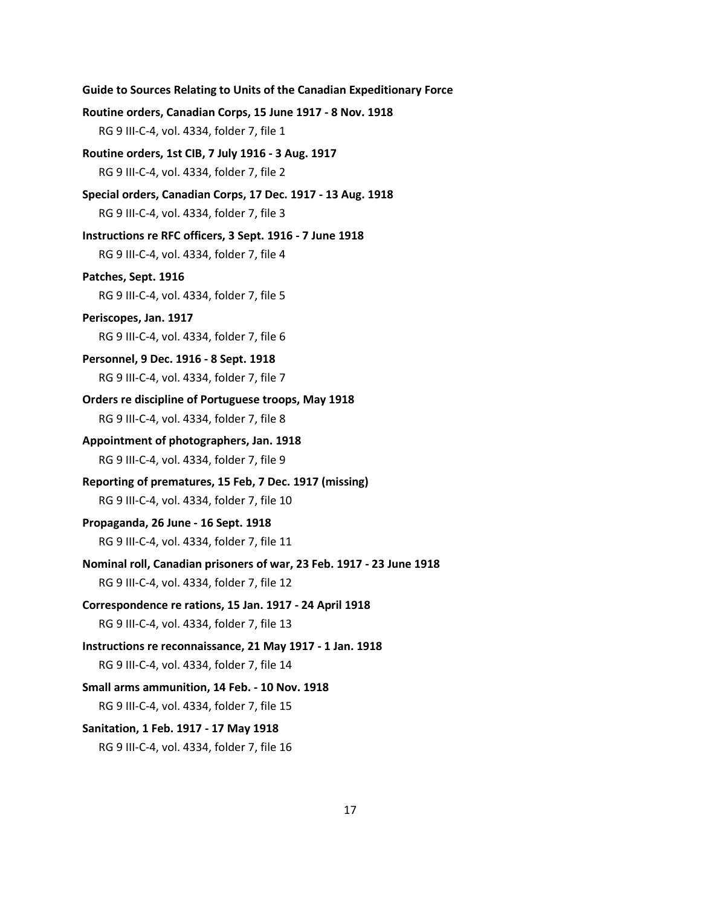**Routine orders, Canadian Corps, 15 June 1917 - 8 Nov. 1918**

RG 9 III-C-4, vol. 4334, folder 7, file 1

**Routine orders, 1st CIB, 7 July 1916 - 3 Aug. 1917**

RG 9 III-C-4, vol. 4334, folder 7, file 2

**Special orders, Canadian Corps, 17 Dec. 1917 - 13 Aug. 1918**

RG 9 III-C-4, vol. 4334, folder 7, file 3

**Instructions re RFC officers, 3 Sept. 1916 - 7 June 1918**

RG 9 III-C-4, vol. 4334, folder 7, file 4

**Patches, Sept. 1916**

RG 9 III-C-4, vol. 4334, folder 7, file 5

**Periscopes, Jan. 1917**

RG 9 III-C-4, vol. 4334, folder 7, file 6

**Personnel, 9 Dec. 1916 - 8 Sept. 1918**

RG 9 III-C-4, vol. 4334, folder 7, file 7

**Orders re discipline of Portuguese troops, May 1918**

RG 9 III-C-4, vol. 4334, folder 7, file 8

**Appointment of photographers, Jan. 1918**

RG 9 III-C-4, vol. 4334, folder 7, file 9

**Reporting of prematures, 15 Feb, 7 Dec. 1917 (missing)**

RG 9 III-C-4, vol. 4334, folder 7, file 10

**Propaganda, 26 June - 16 Sept. 1918**

RG 9 III-C-4, vol. 4334, folder 7, file 11

**Nominal roll, Canadian prisoners of war, 23 Feb. 1917 - 23 June 1918**

RG 9 III-C-4, vol. 4334, folder 7, file 12

**Correspondence re rations, 15 Jan. 1917 - 24 April 1918**

RG 9 III-C-4, vol. 4334, folder 7, file 13

**Instructions re reconnaissance, 21 May 1917 - 1 Jan. 1918**

RG 9 III-C-4, vol. 4334, folder 7, file 14

**Small arms ammunition, 14 Feb. - 10 Nov. 1918**

RG 9 III-C-4, vol. 4334, folder 7, file 15

**Sanitation, 1 Feb. 1917 - 17 May 1918**

RG 9 III-C-4, vol. 4334, folder 7, file 16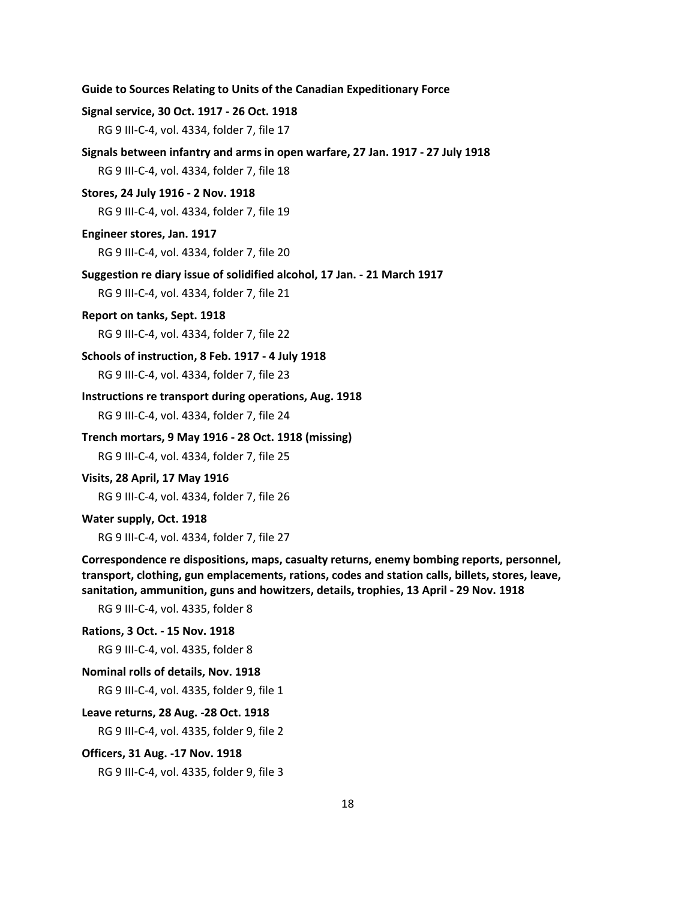**Signal service, 30 Oct. 1917 - 26 Oct. 1918**

RG 9 III-C-4, vol. 4334, folder 7, file 17

**Signals between infantry and arms in open warfare, 27 Jan. 1917 - 27 July 1918**

RG 9 III-C-4, vol. 4334, folder 7, file 18

**Stores, 24 July 1916 - 2 Nov. 1918**

RG 9 III-C-4, vol. 4334, folder 7, file 19

**Engineer stores, Jan. 1917**

RG 9 III-C-4, vol. 4334, folder 7, file 20

**Suggestion re diary issue of solidified alcohol, 17 Jan. - 21 March 1917**

RG 9 III-C-4, vol. 4334, folder 7, file 21

**Report on tanks, Sept. 1918**

RG 9 III-C-4, vol. 4334, folder 7, file 22

**Schools of instruction, 8 Feb. 1917 - 4 July 1918**

RG 9 III-C-4, vol. 4334, folder 7, file 23

**Instructions re transport during operations, Aug. 1918**

RG 9 III-C-4, vol. 4334, folder 7, file 24

**Trench mortars, 9 May 1916 - 28 Oct. 1918 (missing)**

RG 9 III-C-4, vol. 4334, folder 7, file 25

**Visits, 28 April, 17 May 1916**

RG 9 III-C-4, vol. 4334, folder 7, file 26

**Water supply, Oct. 1918**

RG 9 III-C-4, vol. 4334, folder 7, file 27

**Correspondence re dispositions, maps, casualty returns, enemy bombing reports, personnel, transport, clothing, gun emplacements, rations, codes and station calls, billets, stores, leave, sanitation, ammunition, guns and howitzers, details, trophies, 13 April - 29 Nov. 1918**

RG 9 III-C-4, vol. 4335, folder 8

**Rations, 3 Oct. - 15 Nov. 1918**

RG 9 III-C-4, vol. 4335, folder 8

**Nominal rolls of details, Nov. 1918**

RG 9 III-C-4, vol. 4335, folder 9, file 1

**Leave returns, 28 Aug. -28 Oct. 1918**

RG 9 III-C-4, vol. 4335, folder 9, file 2

**Officers, 31 Aug. -17 Nov. 1918**

RG 9 III-C-4, vol. 4335, folder 9, file 3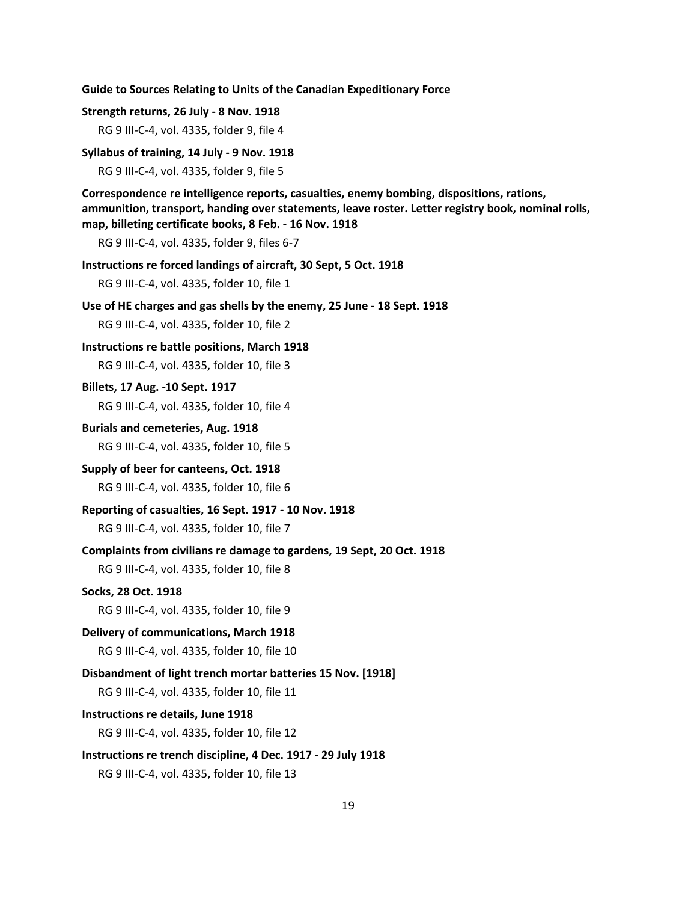**Strength returns, 26 July - 8 Nov. 1918**

RG 9 III-C-4, vol. 4335, folder 9, file 4

**Syllabus of training, 14 July - 9 Nov. 1918**

RG 9 III-C-4, vol. 4335, folder 9, file 5

**Correspondence re intelligence reports, casualties, enemy bombing, dispositions, rations, ammunition, transport, handing over statements, leave roster. Letter registry book, nominal rolls, map, billeting certificate books, 8 Feb. - 16 Nov. 1918**

RG 9 III-C-4, vol. 4335, folder 9, files 6-7

**Instructions re forced landings of aircraft, 30 Sept, 5 Oct. 1918**

RG 9 III-C-4, vol. 4335, folder 10, file 1

**Use of HE charges and gas shells by the enemy, 25 June - 18 Sept. 1918**

RG 9 III-C-4, vol. 4335, folder 10, file 2

**Instructions re battle positions, March 1918**

RG 9 III-C-4, vol. 4335, folder 10, file 3

**Billets, 17 Aug. -10 Sept. 1917**

RG 9 III-C-4, vol. 4335, folder 10, file 4

**Burials and cemeteries, Aug. 1918**

RG 9 III-C-4, vol. 4335, folder 10, file 5

**Supply of beer for canteens, Oct. 1918**

RG 9 III-C-4, vol. 4335, folder 10, file 6

**Reporting of casualties, 16 Sept. 1917 - 10 Nov. 1918**

RG 9 III-C-4, vol. 4335, folder 10, file 7

**Complaints from civilians re damage to gardens, 19 Sept, 20 Oct. 1918**

RG 9 III-C-4, vol. 4335, folder 10, file 8

**Socks, 28 Oct. 1918**

RG 9 III-C-4, vol. 4335, folder 10, file 9

**Delivery of communications, March 1918**

RG 9 III-C-4, vol. 4335, folder 10, file 10

**Disbandment of light trench mortar batteries 15 Nov. [1918]**

RG 9 III-C-4, vol. 4335, folder 10, file 11

**Instructions re details, June 1918**

RG 9 III-C-4, vol. 4335, folder 10, file 12

**Instructions re trench discipline, 4 Dec. 1917 - 29 July 1918**

RG 9 III-C-4, vol. 4335, folder 10, file 13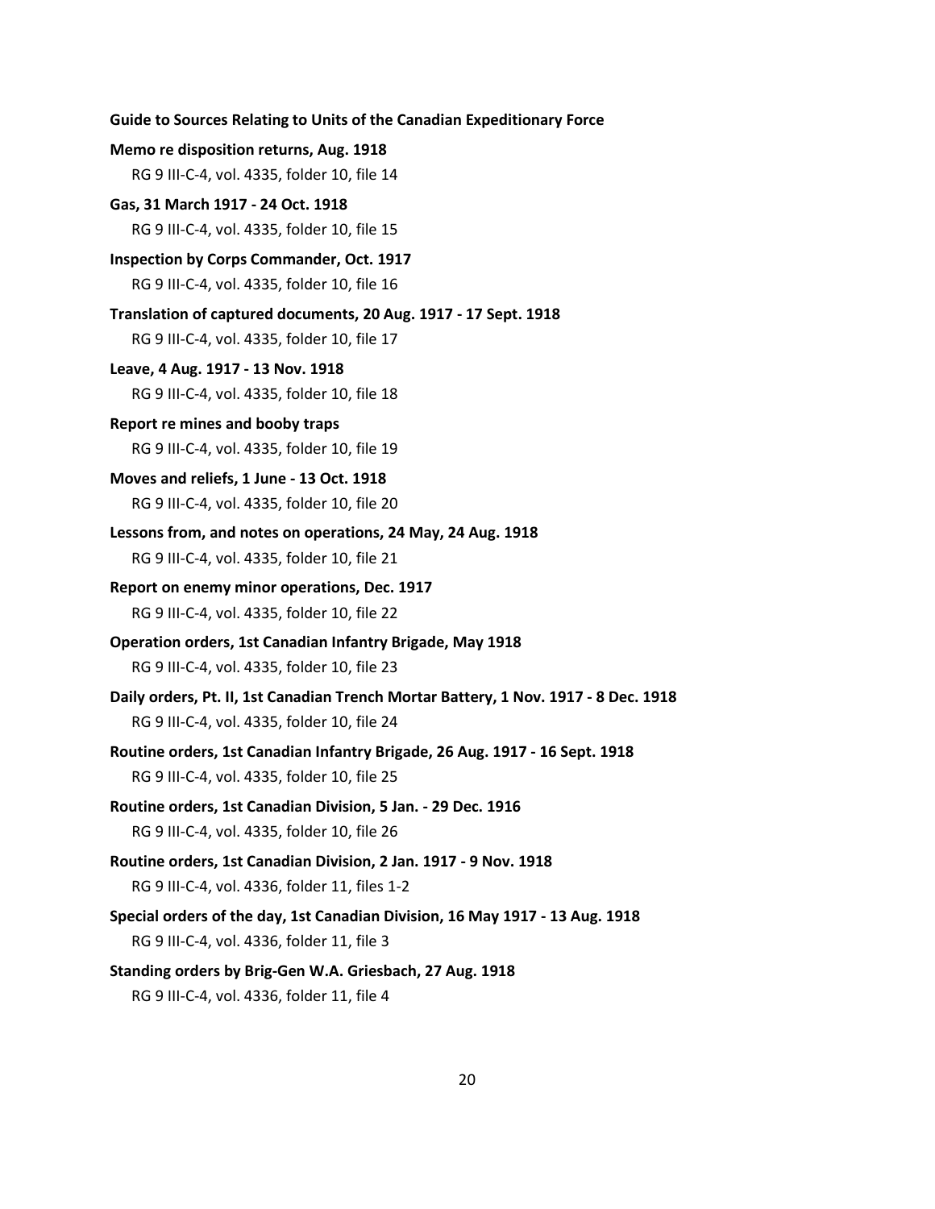**Memo re disposition returns, Aug. 1918**

RG 9 III-C-4, vol. 4335, folder 10, file 14

**Gas, 31 March 1917 - 24 Oct. 1918**

RG 9 III-C-4, vol. 4335, folder 10, file 15

**Inspection by Corps Commander, Oct. 1917**

RG 9 III-C-4, vol. 4335, folder 10, file 16

**Translation of captured documents, 20 Aug. 1917 - 17 Sept. 1918**

RG 9 III-C-4, vol. 4335, folder 10, file 17

**Leave, 4 Aug. 1917 - 13 Nov. 1918**

RG 9 III-C-4, vol. 4335, folder 10, file 18

**Report re mines and booby traps**

RG 9 III-C-4, vol. 4335, folder 10, file 19

**Moves and reliefs, 1 June - 13 Oct. 1918**

RG 9 III-C-4, vol. 4335, folder 10, file 20

**Lessons from, and notes on operations, 24 May, 24 Aug. 1918**

RG 9 III-C-4, vol. 4335, folder 10, file 21

**Report on enemy minor operations, Dec. 1917**

RG 9 III-C-4, vol. 4335, folder 10, file 22

**Operation orders, 1st Canadian Infantry Brigade, May 1918**

RG 9 III-C-4, vol. 4335, folder 10, file 23

**Daily orders, Pt. II, 1st Canadian Trench Mortar Battery, 1 Nov. 1917 - 8 Dec. 1918**

RG 9 III-C-4, vol. 4335, folder 10, file 24

**Routine orders, 1st Canadian Infantry Brigade, 26 Aug. 1917 - 16 Sept. 1918**

RG 9 III-C-4, vol. 4335, folder 10, file 25

**Routine orders, 1st Canadian Division, 5 Jan. - 29 Dec. 1916**

RG 9 III-C-4, vol. 4335, folder 10, file 26

**Routine orders, 1st Canadian Division, 2 Jan. 1917 - 9 Nov. 1918**

RG 9 III-C-4, vol. 4336, folder 11, files 1-2

**Special orders of the day, 1st Canadian Division, 16 May 1917 - 13 Aug. 1918**

RG 9 III-C-4, vol. 4336, folder 11, file 3

**Standing orders by Brig-Gen W.A. Griesbach, 27 Aug. 1918**

RG 9 III-C-4, vol. 4336, folder 11, file 4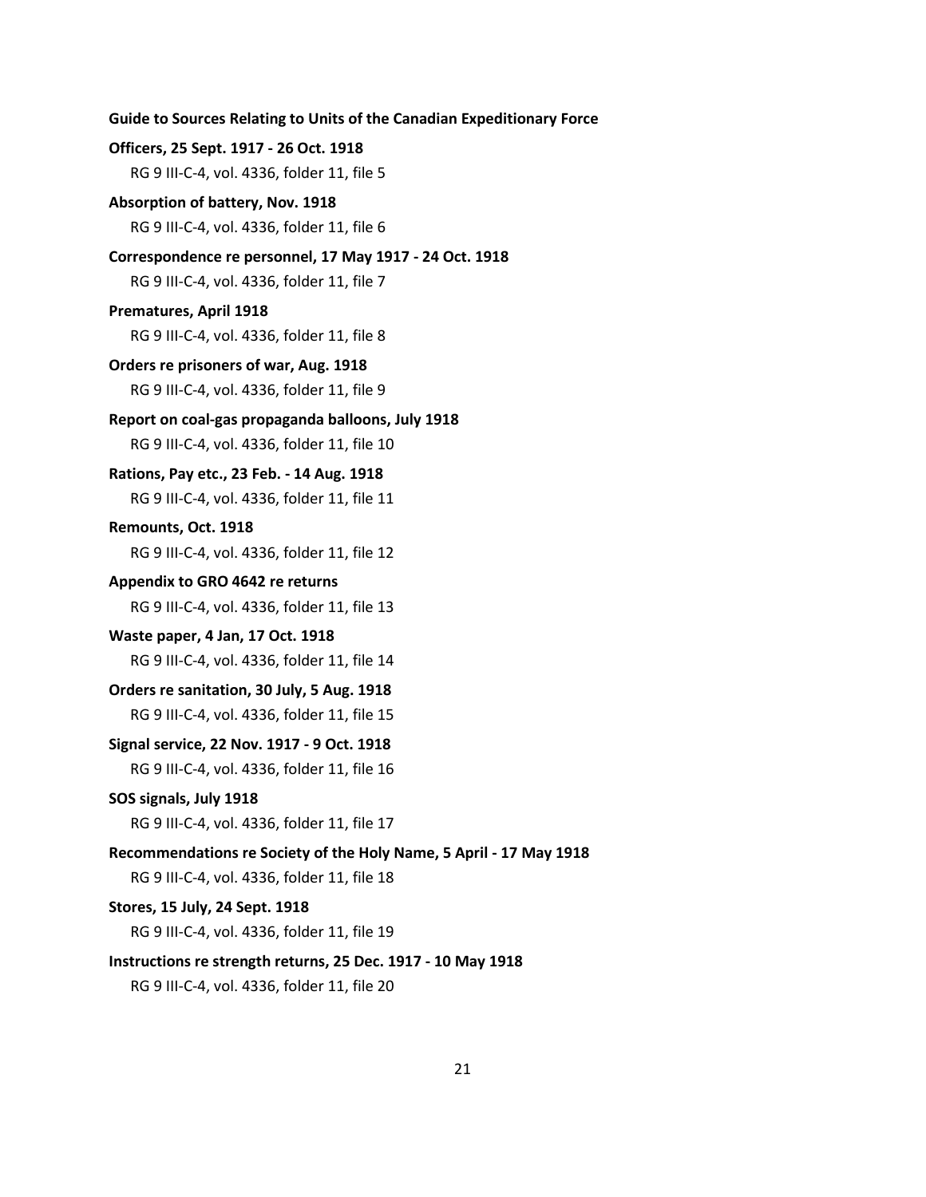**Officers, 25 Sept. 1917 - 26 Oct. 1918**

RG 9 III-C-4, vol. 4336, folder 11, file 5

**Absorption of battery, Nov. 1918**

RG 9 III-C-4, vol. 4336, folder 11, file 6

**Correspondence re personnel, 17 May 1917 - 24 Oct. 1918**

RG 9 III-C-4, vol. 4336, folder 11, file 7

**Prematures, April 1918**

RG 9 III-C-4, vol. 4336, folder 11, file 8

**Orders re prisoners of war, Aug. 1918**

RG 9 III-C-4, vol. 4336, folder 11, file 9

**Report on coal-gas propaganda balloons, July 1918**

RG 9 III-C-4, vol. 4336, folder 11, file 10

**Rations, Pay etc., 23 Feb. - 14 Aug. 1918**

RG 9 III-C-4, vol. 4336, folder 11, file 11

**Remounts, Oct. 1918**

RG 9 III-C-4, vol. 4336, folder 11, file 12

**Appendix to GRO 4642 re returns**

RG 9 III-C-4, vol. 4336, folder 11, file 13

**Waste paper, 4 Jan, 17 Oct. 1918**

RG 9 III-C-4, vol. 4336, folder 11, file 14

**Orders re sanitation, 30 July, 5 Aug. 1918**

RG 9 III-C-4, vol. 4336, folder 11, file 15

**Signal service, 22 Nov. 1917 - 9 Oct. 1918**

RG 9 III-C-4, vol. 4336, folder 11, file 16

**SOS signals, July 1918**

RG 9 III-C-4, vol. 4336, folder 11, file 17

**Recommendations re Society of the Holy Name, 5 April - 17 May 1918**

RG 9 III-C-4, vol. 4336, folder 11, file 18

**Stores, 15 July, 24 Sept. 1918**

RG 9 III-C-4, vol. 4336, folder 11, file 19

**Instructions re strength returns, 25 Dec. 1917 - 10 May 1918**

RG 9 III-C-4, vol. 4336, folder 11, file 20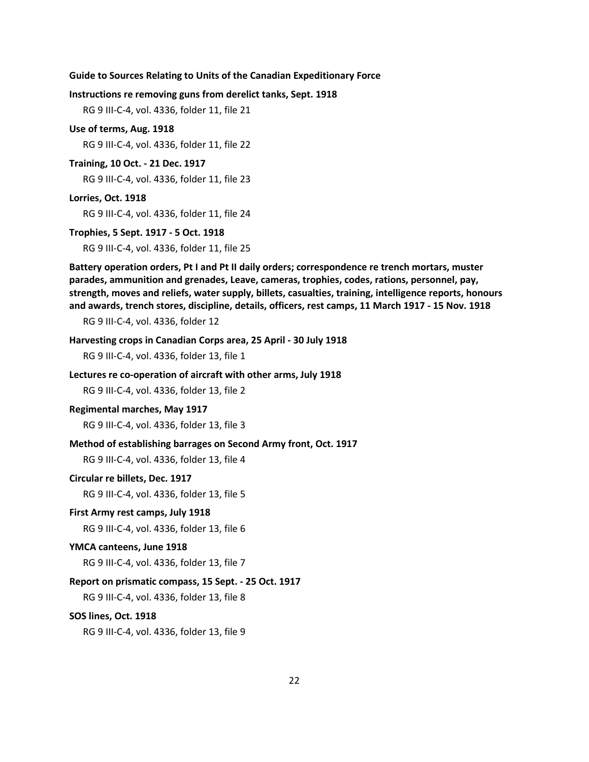**Instructions re removing guns from derelict tanks, Sept. 1918**

RG 9 III-C-4, vol. 4336, folder 11, file 21

**Use of terms, Aug. 1918**

RG 9 III-C-4, vol. 4336, folder 11, file 22

**Training, 10 Oct. - 21 Dec. 1917**

RG 9 III-C-4, vol. 4336, folder 11, file 23

**Lorries, Oct. 1918**

RG 9 III-C-4, vol. 4336, folder 11, file 24

**Trophies, 5 Sept. 1917 - 5 Oct. 1918**

RG 9 III-C-4, vol. 4336, folder 11, file 25

**Battery operation orders, Pt I and Pt II daily orders; correspondence re trench mortars, muster parades, ammunition and grenades, Leave, cameras, trophies, codes, rations, personnel, pay, strength, moves and reliefs, water supply, billets, casualties, training, intelligence reports, honours and awards, trench stores, discipline, details, officers, rest camps, 11 March 1917 - 15 Nov. 1918**

RG 9 III-C-4, vol. 4336, folder 12

**Harvesting crops in Canadian Corps area, 25 April - 30 July 1918**

RG 9 III-C-4, vol. 4336, folder 13, file 1

**Lectures re co-operation of aircraft with other arms, July 1918**

RG 9 III-C-4, vol. 4336, folder 13, file 2

**Regimental marches, May 1917**

RG 9 III-C-4, vol. 4336, folder 13, file 3

**Method of establishing barrages on Second Army front, Oct. 1917**

RG 9 III-C-4, vol. 4336, folder 13, file 4

**Circular re billets, Dec. 1917**

RG 9 III-C-4, vol. 4336, folder 13, file 5

**First Army rest camps, July 1918**

RG 9 III-C-4, vol. 4336, folder 13, file 6

**YMCA canteens, June 1918**

RG 9 III-C-4, vol. 4336, folder 13, file 7

**Report on prismatic compass, 15 Sept. - 25 Oct. 1917**

RG 9 III-C-4, vol. 4336, folder 13, file 8

**SOS lines, Oct. 1918**

RG 9 III-C-4, vol. 4336, folder 13, file 9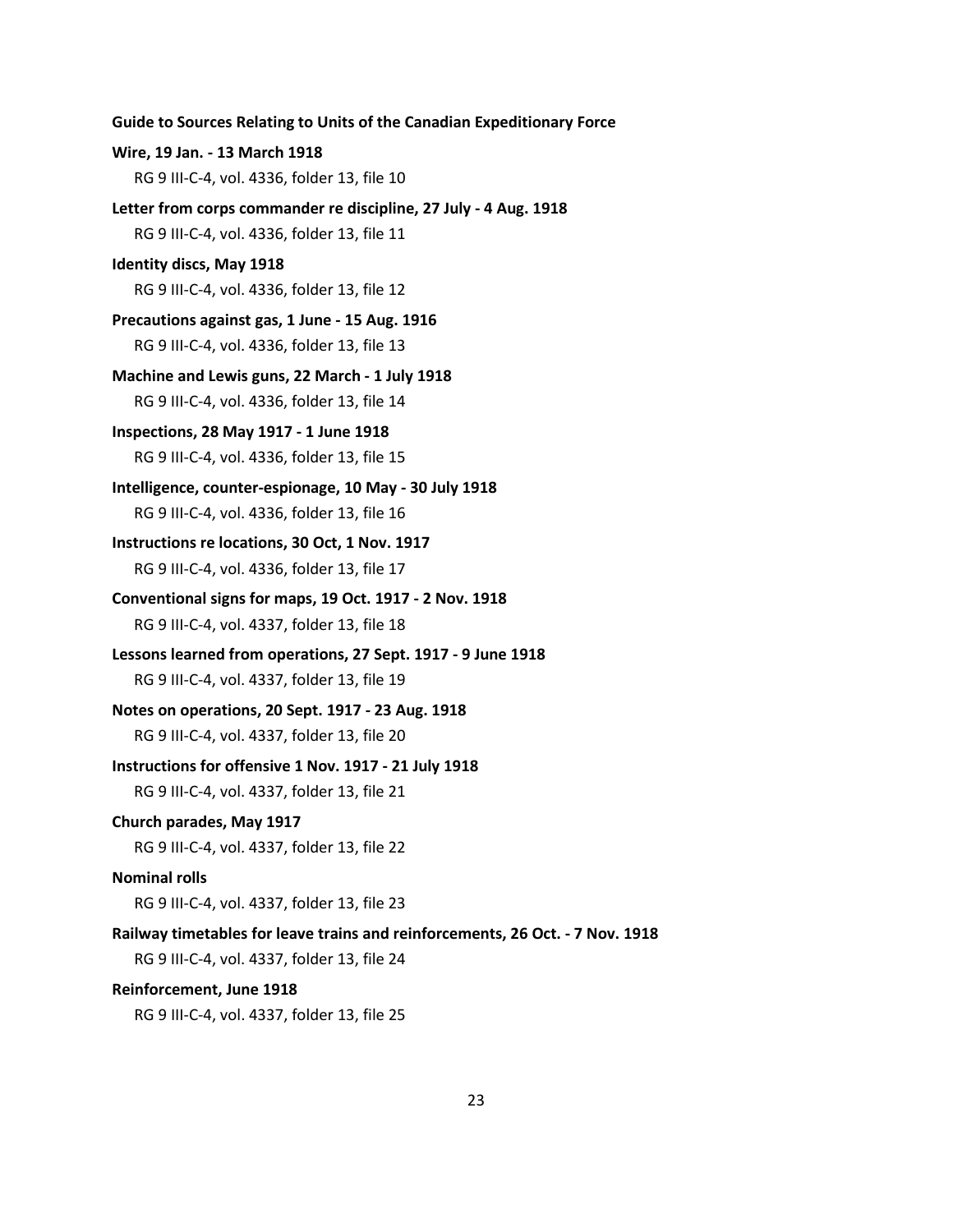**Wire, 19 Jan. - 13 March 1918**

RG 9 III-C-4, vol. 4336, folder 13, file 10

**Letter from corps commander re discipline, 27 July - 4 Aug. 1918**

RG 9 III-C-4, vol. 4336, folder 13, file 11

**Identity discs, May 1918**

RG 9 III-C-4, vol. 4336, folder 13, file 12

**Precautions against gas, 1 June - 15 Aug. 1916**

RG 9 III-C-4, vol. 4336, folder 13, file 13

**Machine and Lewis guns, 22 March - 1 July 1918**

RG 9 III-C-4, vol. 4336, folder 13, file 14

**Inspections, 28 May 1917 - 1 June 1918**

RG 9 III-C-4, vol. 4336, folder 13, file 15

**Intelligence, counter-espionage, 10 May - 30 July 1918**

RG 9 III-C-4, vol. 4336, folder 13, file 16

**Instructions re locations, 30 Oct, 1 Nov. 1917**

RG 9 III-C-4, vol. 4336, folder 13, file 17

**Conventional signs for maps, 19 Oct. 1917 - 2 Nov. 1918**

RG 9 III-C-4, vol. 4337, folder 13, file 18

**Lessons learned from operations, 27 Sept. 1917 - 9 June 1918**

RG 9 III-C-4, vol. 4337, folder 13, file 19

**Notes on operations, 20 Sept. 1917 - 23 Aug. 1918**

RG 9 III-C-4, vol. 4337, folder 13, file 20

**Instructions for offensive 1 Nov. 1917 - 21 July 1918**

RG 9 III-C-4, vol. 4337, folder 13, file 21

**Church parades, May 1917**

RG 9 III-C-4, vol. 4337, folder 13, file 22

**Nominal rolls**

RG 9 III-C-4, vol. 4337, folder 13, file 23

**Railway timetables for leave trains and reinforcements, 26 Oct. - 7 Nov. 1918**

RG 9 III-C-4, vol. 4337, folder 13, file 24

**Reinforcement, June 1918**

RG 9 III-C-4, vol. 4337, folder 13, file 25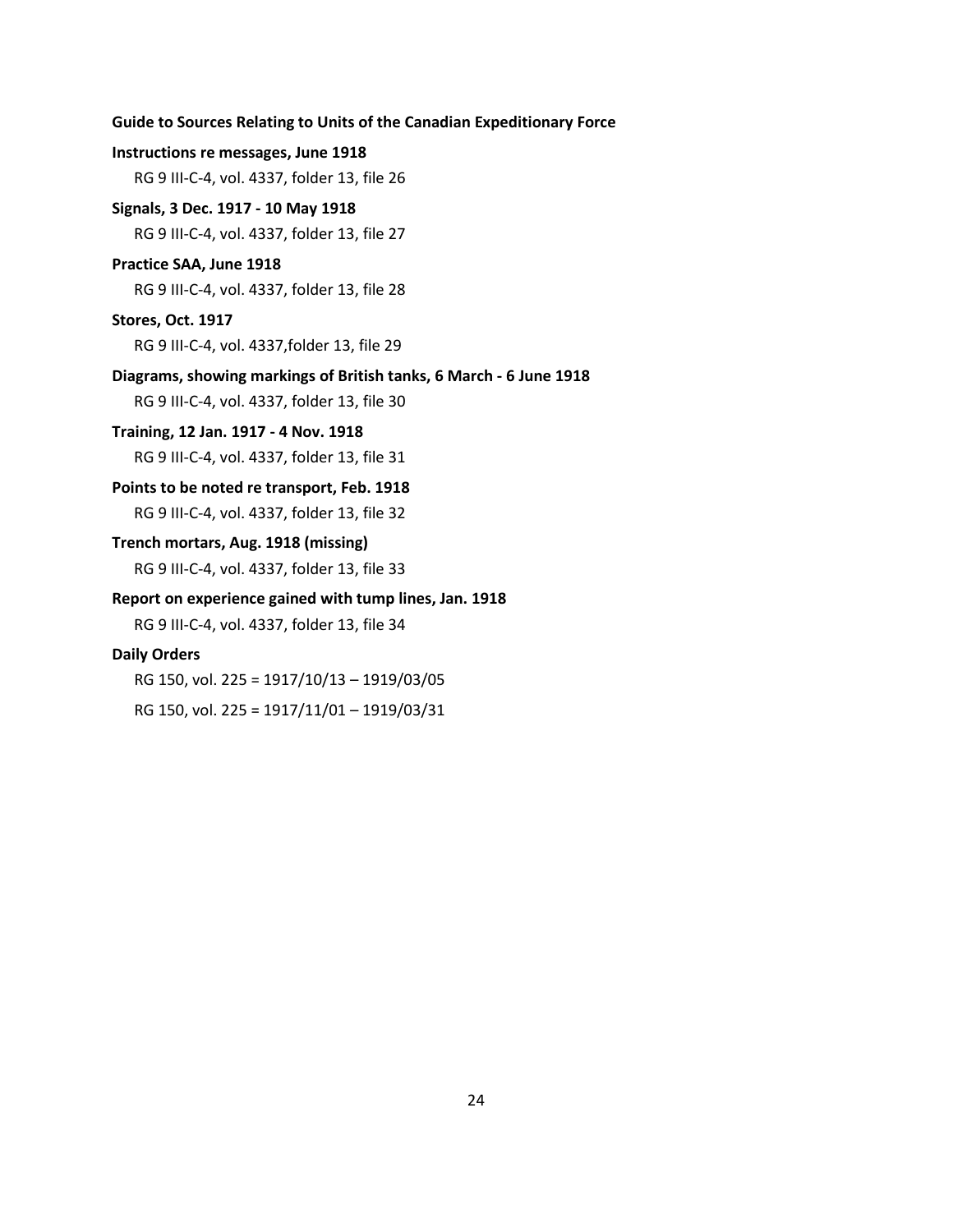**Instructions re messages, June 1918**

RG 9 III-C-4, vol. 4337, folder 13, file 26

**Signals, 3 Dec. 1917 - 10 May 1918**

RG 9 III-C-4, vol. 4337, folder 13, file 27

**Practice SAA, June 1918**

RG 9 III-C-4, vol. 4337, folder 13, file 28

**Stores, Oct. 1917**

RG 9 III-C-4, vol. 4337,folder 13, file 29

**Diagrams, showing markings of British tanks, 6 March - 6 June 1918**

RG 9 III-C-4, vol. 4337, folder 13, file 30

**Training, 12 Jan. 1917 - 4 Nov. 1918**

RG 9 III-C-4, vol. 4337, folder 13, file 31

**Points to be noted re transport, Feb. 1918**

RG 9 III-C-4, vol. 4337, folder 13, file 32

**Trench mortars, Aug. 1918 (missing)**

RG 9 III-C-4, vol. 4337, folder 13, file 33

**Report on experience gained with tump lines, Jan. 1918**

RG 9 III-C-4, vol. 4337, folder 13, file 34

**Daily Orders**

RG 150, vol. 225 = 1917/10/13 – 1919/03/05

RG 150, vol. 225 = 1917/11/01 – 1919/03/31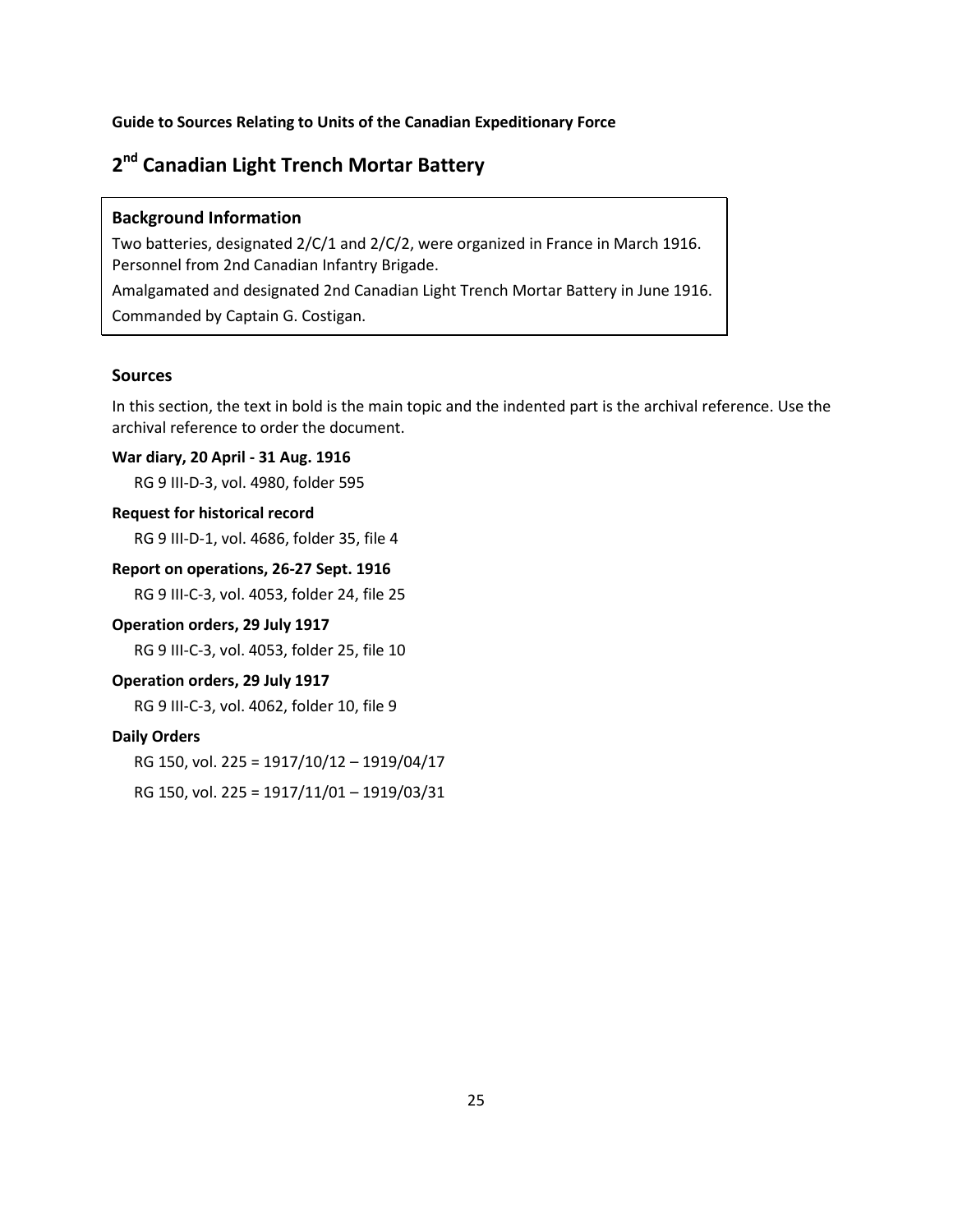**Guide to Sources Relating to Units of the Canadian Expeditionary Force**

# 2nd Canadian Light Trench Mortar Battery

### Background Information

Two batteries, designated 2/C/1 and 2/C/2, were organized in France in March 1916. Personnel from 2nd Canadian Infantry Brigade.

Amalgamated and designated 2nd Canadian Light Trench Mortar Battery in June 1916.

Commanded by Captain G. Costigan.

## Sources

In this section, the text in bold is the main topic and the indented part is the archival reference. Use the archival reference to order the document.

**War diary, 20 April - 31 Aug. 1916**

RG 9 III-D-3, vol. 4980, folder 595

**Request for historical record**

RG 9 III-D-1, vol. 4686, folder 35, file 4

**Report on operations, 26-27 Sept. 1916**

RG 9 III-C-3, vol. 4053, folder 24, file 25

**Operation orders, 29 July 1917**

RG 9 III-C-3, vol. 4053, folder 25, file 10

**Operation orders, 29 July 1917**

RG 9 III-C-3, vol. 4062, folder 10, file 9

**Daily Orders**

RG 150, vol. 225 = 1917/10/12 – 1919/04/17

RG 150, vol. 225 = 1917/11/01 – 1919/03/31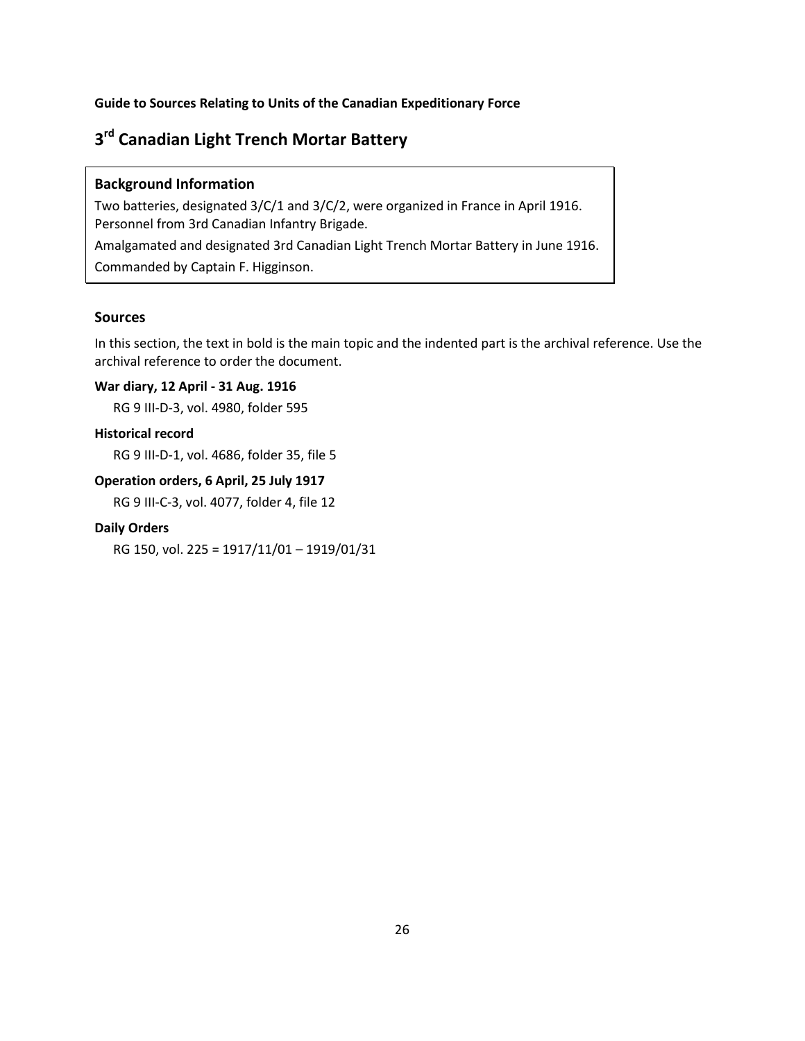**Guide to Sources Relating to Units of the Canadian Expeditionary Force**

# 3rd Canadian Light Trench Mortar Battery

### Background Information

Two batteries, designated 3/C/1 and 3/C/2, were organized in France in April 1916. Personnel from 3rd Canadian Infantry Brigade.

Amalgamated and designated 3rd Canadian Light Trench Mortar Battery in June 1916.

Commanded by Captain F. Higginson.

## Sources

In this section, the text in bold is the main topic and the indented part is the archival reference. Use the archival reference to order the document.

**War diary, 12 April - 31 Aug. 1916**

RG 9 III-D-3, vol. 4980, folder 595

**Historical record**

RG 9 III-D-1, vol. 4686, folder 35, file 5

**Operation orders, 6 April, 25 July 1917**

RG 9 III-C-3, vol. 4077, folder 4, file 12

**Daily Orders**

RG 150, vol. 225 = 1917/11/01 – 1919/01/31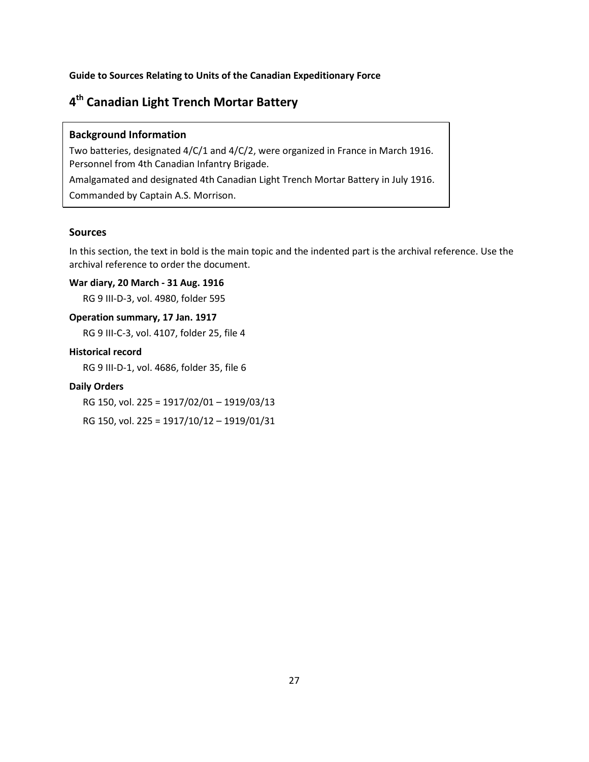Guide to Sources Relating to Units of the Canadian Expeditionary Force

# 4th Canadian Light Trench Mortar Battery

### Background Information

Two batteries, designated 4/C/1 and 4/C/2, were organized in France in March 1916. Personnel from 4th Canadian Infantry Brigade.

Amalgamated and designated 4th Canadian Light Trench Mortar Battery in July 1916.

Commanded by Captain A.S. Morrison.

## Sources

In this section, the text in bold is the main topic and the indented part is the archival reference. Use the archival reference to order the document.

**War diary, 20 March - 31 Aug. 1916**

RG 9 III-D-3, vol. 4980, folder 595

**Operation summary, 17 Jan. 1917**

RG 9 III-C-3, vol. 4107, folder 25, file 4

**Historical record**

RG 9 III-D-1, vol. 4686, folder 35, file 6

**Daily Orders**

RG 150, vol. 225 = 1917/02/01 – 1919/03/13

RG 150, vol. 225 = 1917/10/12 – 1919/01/31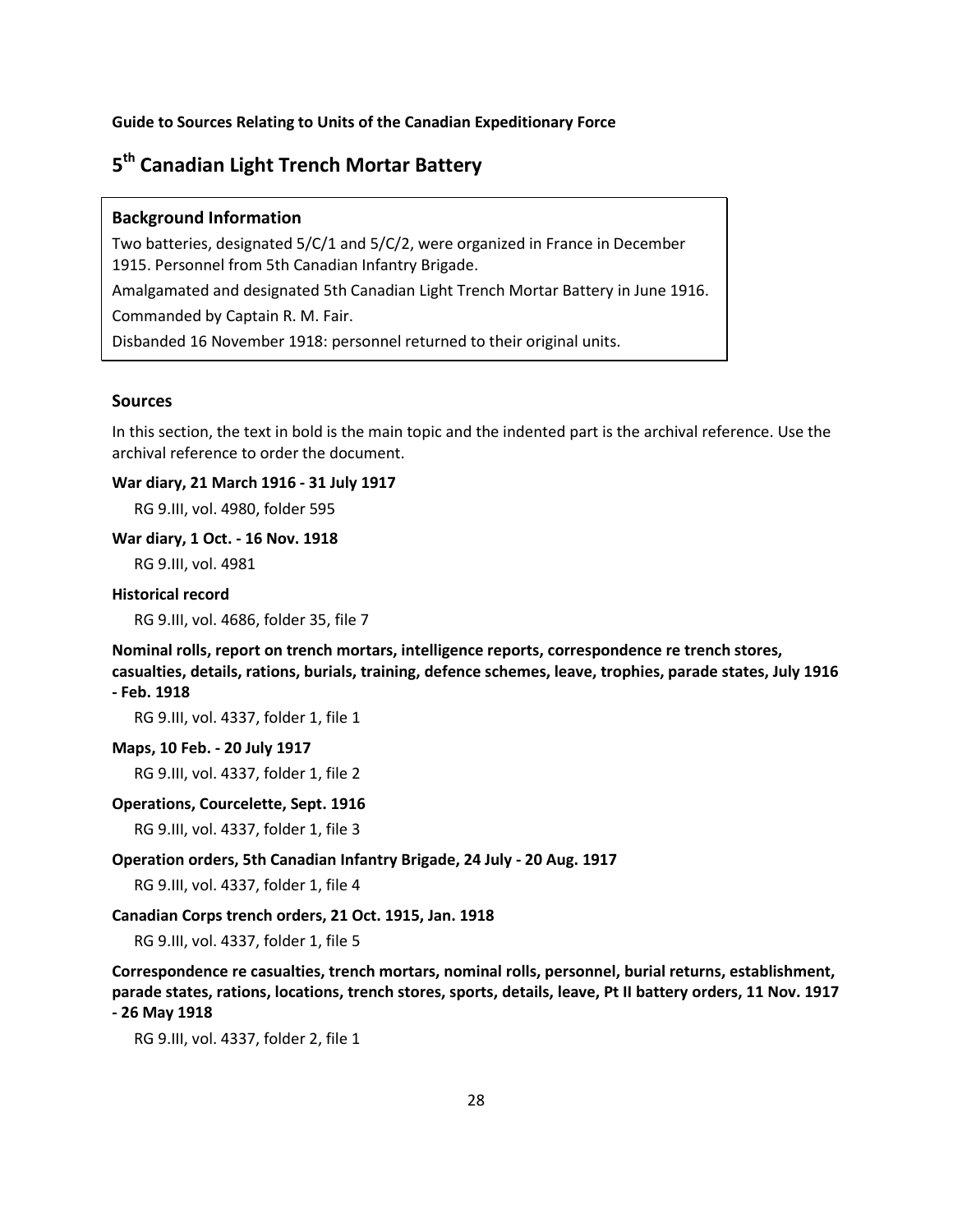**Guide to Sources Relating to Units of the Canadian Expeditionary Force**

# 5th Canadian Light Trench Mortar Battery

### Background Information

Two batteries, designated 5/C/1 and 5/C/2, were organized in France in December 1915. Personnel from 5th Canadian Infantry Brigade.

Amalgamated and designated 5th Canadian Light Trench Mortar Battery in June 1916.

Commanded by Captain R. M. Fair.

Disbanded 16 November 1918: personnel returned to their original units.

## Sources

In this section, the text in bold is the main topic and the indented part is the archival reference. Use the archival reference to order the document.

**War diary, 21 March 1916 - 31 July 1917**

    RG 9.III, vol. 4980, folder 595

**War diary, 1 Oct. - 16 Nov. 1918**

    RG 9.III, vol. 4981

**Historical record**

    RG 9.III, vol. 4686, folder 35, file 7

**Nominal rolls, report on trench mortars, intelligence reports, correspondence re trench stores, casualties, details, rations, burials, training, defence schemes, leave, trophies, parade states, July 1916 - Feb. 1918**

    RG 9.III, vol. 4337, folder 1, file 1

**Maps, 10 Feb. - 20 July 1917**

    RG 9.III, vol. 4337, folder 1, file 2

**Operations, Courcelette, Sept. 1916**

    RG 9.III, vol. 4337, folder 1, file 3

**Operation orders, 5th Canadian Infantry Brigade, 24 July - 20 Aug. 1917**

    RG 9.III, vol. 4337, folder 1, file 4

**Canadian Corps trench orders, 21 Oct. 1915, Jan. 1918**

    RG 9.III, vol. 4337, folder 1, file 5

**Correspondence re casualties, trench mortars, nominal rolls, personnel, burial returns, establishment, parade states, rations, locations, trench stores, sports, details, leave, Pt II battery orders, 11 Nov. 1917 - 26 May 1918**

    RG 9.III, vol. 4337, folder 2, file 1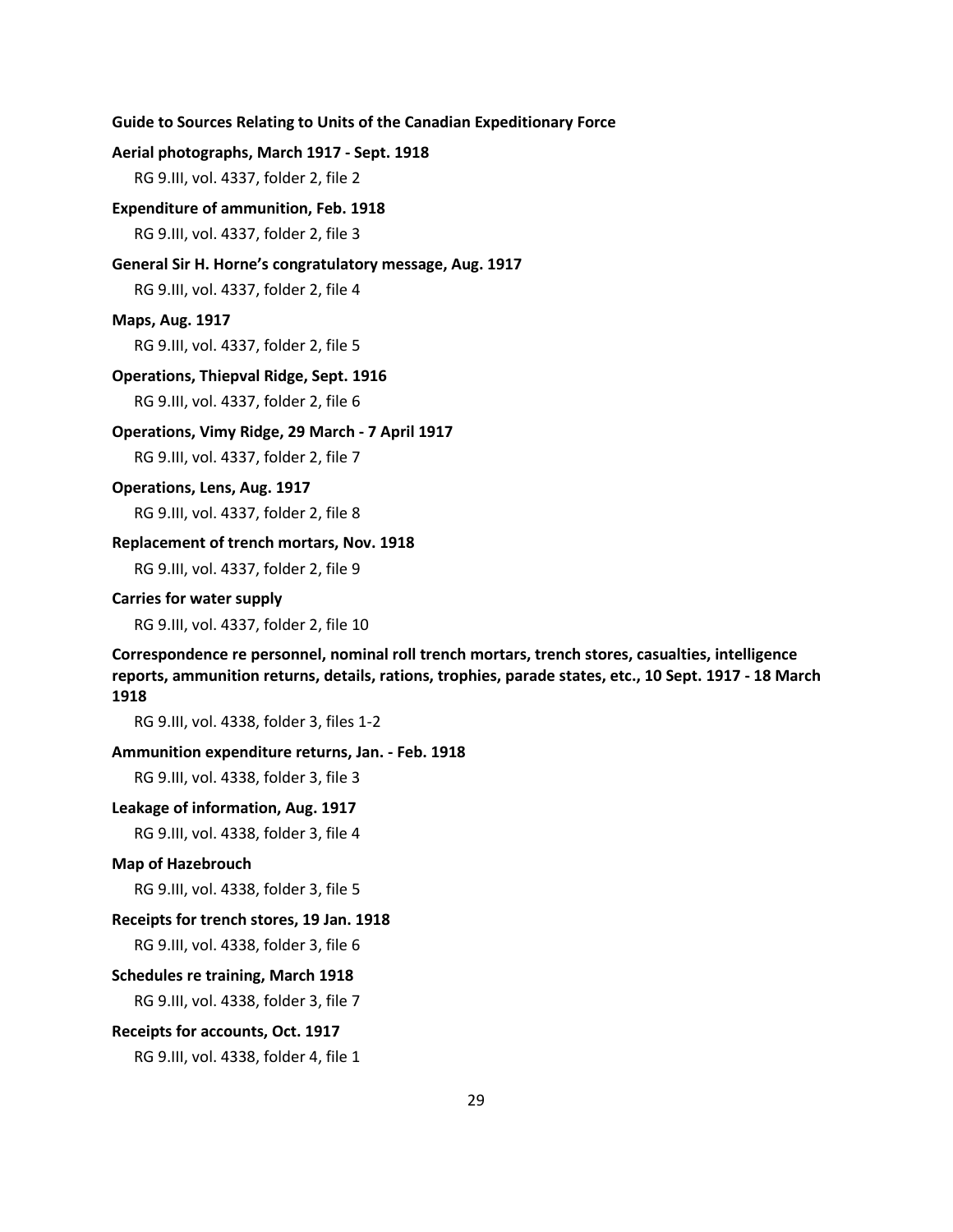**Aerial photographs, March 1917 - Sept. 1918**

RG 9.III, vol. 4337, folder 2, file 2

**Expenditure of ammunition, Feb. 1918**

RG 9.III, vol. 4337, folder 2, file 3

**General Sir H. Horne's congratulatory message, Aug. 1917**

RG 9.III, vol. 4337, folder 2, file 4

**Maps, Aug. 1917**

RG 9.III, vol. 4337, folder 2, file 5

**Operations, Thiepval Ridge, Sept. 1916**

RG 9.III, vol. 4337, folder 2, file 6

**Operations, Vimy Ridge, 29 March - 7 April 1917**

RG 9.III, vol. 4337, folder 2, file 7

**Operations, Lens, Aug. 1917**

RG 9.III, vol. 4337, folder 2, file 8

**Replacement of trench mortars, Nov. 1918**

RG 9.III, vol. 4337, folder 2, file 9

**Carries for water supply**

RG 9.III, vol. 4337, folder 2, file 10

**Correspondence re personnel, nominal roll trench mortars, trench stores, casualties, intelligence reports, ammunition returns, details, rations, trophies, parade states, etc., 10 Sept. 1917 - 18 March 1918**

RG 9.III, vol. 4338, folder 3, files 1-2

**Ammunition expenditure returns, Jan. - Feb. 1918**

RG 9.III, vol. 4338, folder 3, file 3

**Leakage of information, Aug. 1917**

RG 9.III, vol. 4338, folder 3, file 4

**Map of Hazebrouch**

RG 9.III, vol. 4338, folder 3, file 5

**Receipts for trench stores, 19 Jan. 1918**

RG 9.III, vol. 4338, folder 3, file 6

**Schedules re training, March 1918**

RG 9.III, vol. 4338, folder 3, file 7

**Receipts for accounts, Oct. 1917**

RG 9.III, vol. 4338, folder 4, file 1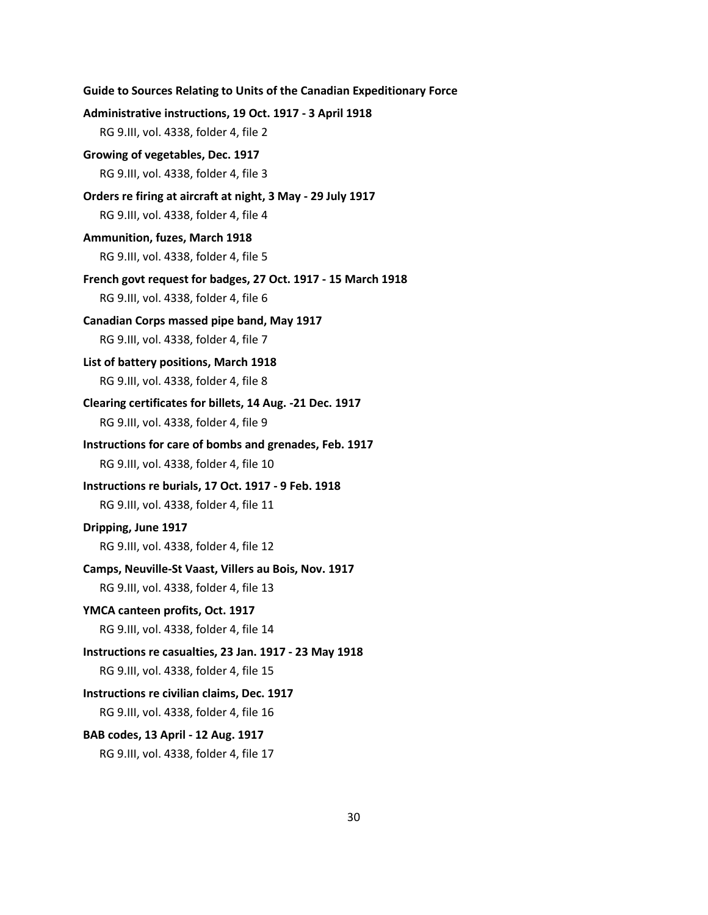**Administrative instructions, 19 Oct. 1917 - 3 April 1918**

RG 9.III, vol. 4338, folder 4, file 2

**Growing of vegetables, Dec. 1917**

RG 9.III, vol. 4338, folder 4, file 3

**Orders re firing at aircraft at night, 3 May - 29 July 1917**

RG 9.III, vol. 4338, folder 4, file 4

**Ammunition, fuzes, March 1918**

RG 9.III, vol. 4338, folder 4, file 5

**French govt request for badges, 27 Oct. 1917 - 15 March 1918**

RG 9.III, vol. 4338, folder 4, file 6

**Canadian Corps massed pipe band, May 1917**

RG 9.III, vol. 4338, folder 4, file 7

**List of battery positions, March 1918**

RG 9.III, vol. 4338, folder 4, file 8

**Clearing certificates for billets, 14 Aug. -21 Dec. 1917**

RG 9.III, vol. 4338, folder 4, file 9

**Instructions for care of bombs and grenades, Feb. 1917**

RG 9.III, vol. 4338, folder 4, file 10

**Instructions re burials, 17 Oct. 1917 - 9 Feb. 1918**

RG 9.III, vol. 4338, folder 4, file 11

**Dripping, June 1917**

RG 9.III, vol. 4338, folder 4, file 12

**Camps, Neuville-St Vaast, Villers au Bois, Nov. 1917**

RG 9.III, vol. 4338, folder 4, file 13

**YMCA canteen profits, Oct. 1917**

RG 9.III, vol. 4338, folder 4, file 14

**Instructions re casualties, 23 Jan. 1917 - 23 May 1918**

RG 9.III, vol. 4338, folder 4, file 15

**Instructions re civilian claims, Dec. 1917**

RG 9.III, vol. 4338, folder 4, file 16

**BAB codes, 13 April - 12 Aug. 1917**

RG 9.III, vol. 4338, folder 4, file 17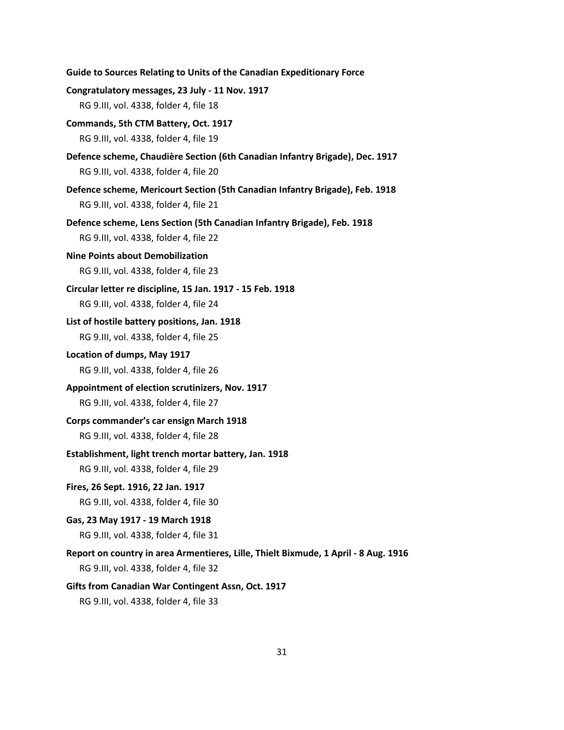**Congratulatory messages, 23 July - 11 Nov. 1917**

RG 9.III, vol. 4338, folder 4, file 18

**Commands, 5th CTM Battery, Oct. 1917**

RG 9.III, vol. 4338, folder 4, file 19

**Defence scheme, Chaudière Section (6th Canadian Infantry Brigade), Dec. 1917**

RG 9.III, vol. 4338, folder 4, file 20

**Defence scheme, Mericourt Section (5th Canadian Infantry Brigade), Feb. 1918**

RG 9.III, vol. 4338, folder 4, file 21

**Defence scheme, Lens Section (5th Canadian Infantry Brigade), Feb. 1918**

RG 9.III, vol. 4338, folder 4, file 22

**Nine Points about Demobilization**

RG 9.III, vol. 4338, folder 4, file 23

**Circular letter re discipline, 15 Jan. 1917 - 15 Feb. 1918**

RG 9.III, vol. 4338, folder 4, file 24

**List of hostile battery positions, Jan. 1918**

RG 9.III, vol. 4338, folder 4, file 25

**Location of dumps, May 1917**

RG 9.III, vol. 4338, folder 4, file 26

**Appointment of election scrutinizers, Nov. 1917**

RG 9.III, vol. 4338, folder 4, file 27

**Corps commander's car ensign March 1918**

RG 9.III, vol. 4338, folder 4, file 28

**Establishment, light trench mortar battery, Jan. 1918**

RG 9.III, vol. 4338, folder 4, file 29

**Fires, 26 Sept. 1916, 22 Jan. 1917**

RG 9.III, vol. 4338, folder 4, file 30

**Gas, 23 May 1917 - 19 March 1918**

RG 9.III, vol. 4338, folder 4, file 31

**Report on country in area Armentieres, Lille, Thielt Bixmude, 1 April - 8 Aug. 1916**

RG 9.III, vol. 4338, folder 4, file 32

**Gifts from Canadian War Contingent Assn, Oct. 1917**

RG 9.III, vol. 4338, folder 4, file 33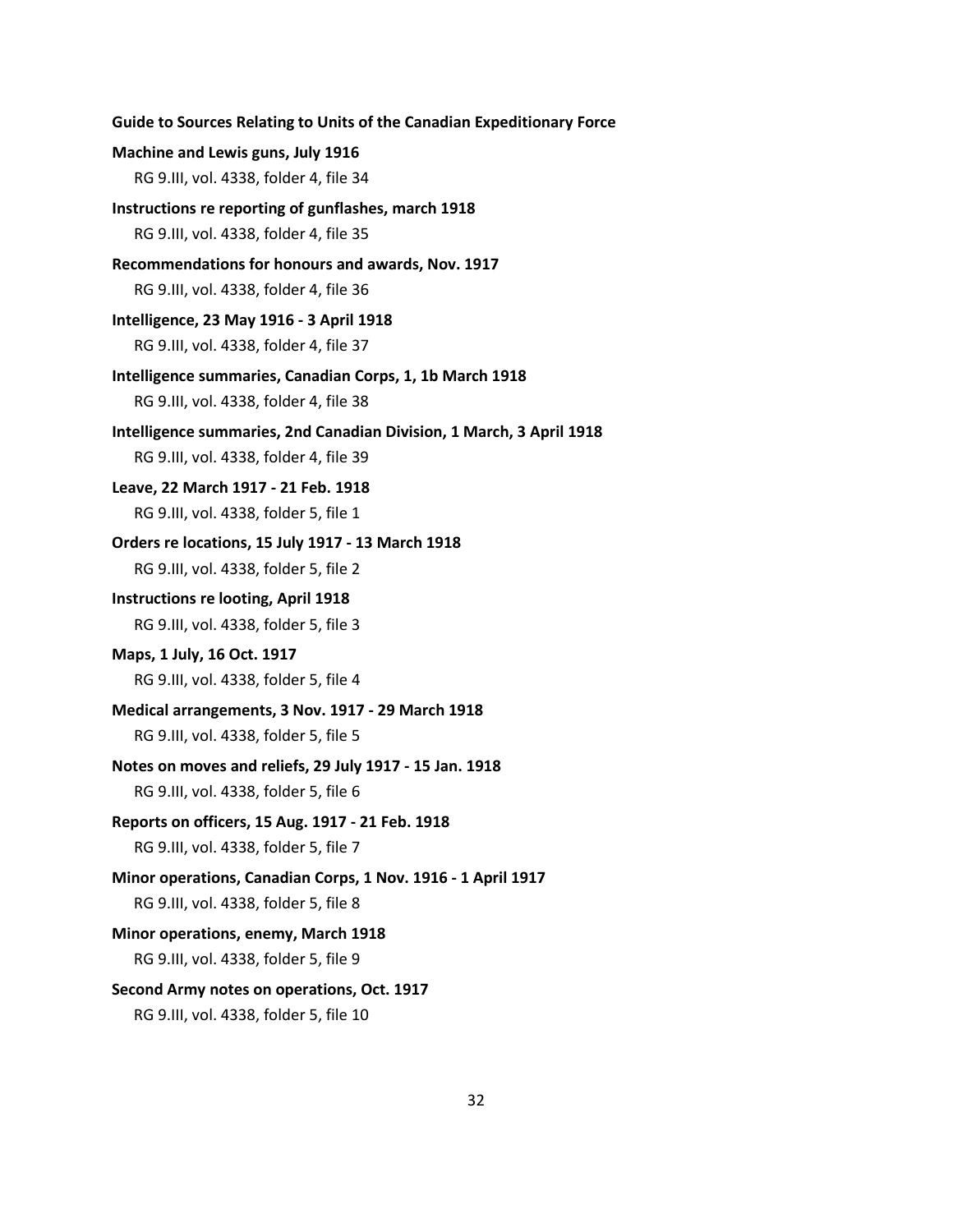**Machine and Lewis guns, July 1916**

RG 9.III, vol. 4338, folder 4, file 34

**Instructions re reporting of gunflashes, march 1918**

RG 9.III, vol. 4338, folder 4, file 35

**Recommendations for honours and awards, Nov. 1917**

RG 9.III, vol. 4338, folder 4, file 36

**Intelligence, 23 May 1916 - 3 April 1918**

RG 9.III, vol. 4338, folder 4, file 37

**Intelligence summaries, Canadian Corps, 1, 1b March 1918**

RG 9.III, vol. 4338, folder 4, file 38

**Intelligence summaries, 2nd Canadian Division, 1 March, 3 April 1918**

RG 9.III, vol. 4338, folder 4, file 39

**Leave, 22 March 1917 - 21 Feb. 1918**

RG 9.III, vol. 4338, folder 5, file 1

**Orders re locations, 15 July 1917 - 13 March 1918**

RG 9.III, vol. 4338, folder 5, file 2

**Instructions re looting, April 1918**

RG 9.III, vol. 4338, folder 5, file 3

**Maps, 1 July, 16 Oct. 1917**

RG 9.III, vol. 4338, folder 5, file 4

**Medical arrangements, 3 Nov. 1917 - 29 March 1918**

RG 9.III, vol. 4338, folder 5, file 5

**Notes on moves and reliefs, 29 July 1917 - 15 Jan. 1918**

RG 9.III, vol. 4338, folder 5, file 6

**Reports on officers, 15 Aug. 1917 - 21 Feb. 1918**

RG 9.III, vol. 4338, folder 5, file 7

**Minor operations, Canadian Corps, 1 Nov. 1916 - 1 April 1917**

RG 9.III, vol. 4338, folder 5, file 8

**Minor operations, enemy, March 1918**

RG 9.III, vol. 4338, folder 5, file 9

**Second Army notes on operations, Oct. 1917**

RG 9.III, vol. 4338, folder 5, file 10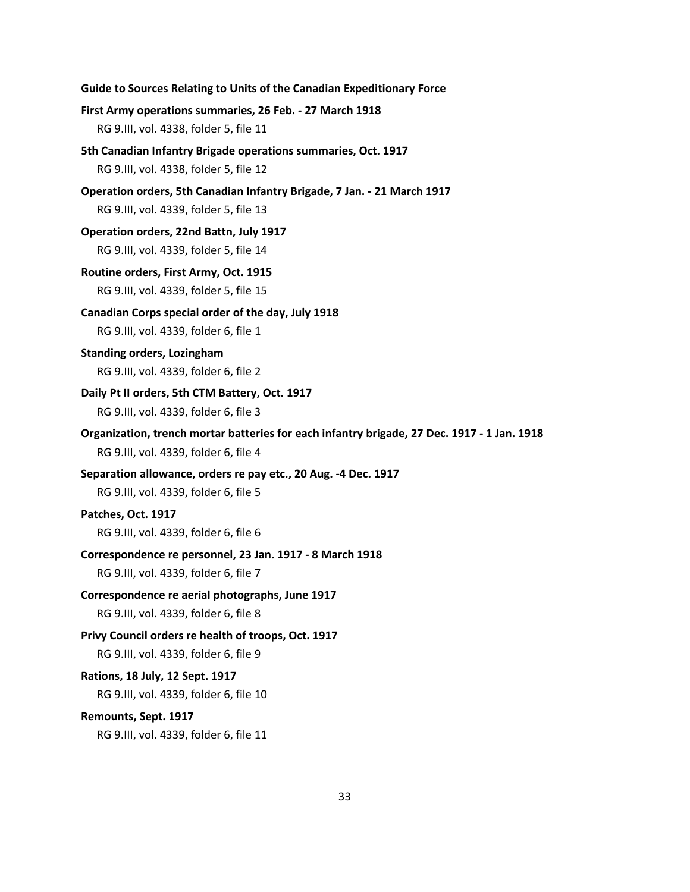**First Army operations summaries, 26 Feb. - 27 March 1918**
RG 9.III, vol. 4338, folder 5, file 11

**5th Canadian Infantry Brigade operations summaries, Oct. 1917**
RG 9.III, vol. 4338, folder 5, file 12

**Operation orders, 5th Canadian Infantry Brigade, 7 Jan. - 21 March 1917**
RG 9.III, vol. 4339, folder 5, file 13

**Operation orders, 22nd Battn, July 1917**
RG 9.III, vol. 4339, folder 5, file 14

**Routine orders, First Army, Oct. 1915**
RG 9.III, vol. 4339, folder 5, file 15

**Canadian Corps special order of the day, July 1918**
RG 9.III, vol. 4339, folder 6, file 1

**Standing orders, Lozingham**
RG 9.III, vol. 4339, folder 6, file 2

**Daily Pt II orders, 5th CTM Battery, Oct. 1917**
RG 9.III, vol. 4339, folder 6, file 3

**Organization, trench mortar batteries for each infantry brigade, 27 Dec. 1917 - 1 Jan. 1918**
RG 9.III, vol. 4339, folder 6, file 4

**Separation allowance, orders re pay etc., 20 Aug. -4 Dec. 1917**
RG 9.III, vol. 4339, folder 6, file 5

**Patches, Oct. 1917**
RG 9.III, vol. 4339, folder 6, file 6

**Correspondence re personnel, 23 Jan. 1917 - 8 March 1918**
RG 9.III, vol. 4339, folder 6, file 7

**Correspondence re aerial photographs, June 1917**
RG 9.III, vol. 4339, folder 6, file 8

**Privy Council orders re health of troops, Oct. 1917**
RG 9.III, vol. 4339, folder 6, file 9

**Rations, 18 July, 12 Sept. 1917**
RG 9.III, vol. 4339, folder 6, file 10

**Remounts, Sept. 1917**
RG 9.III, vol. 4339, folder 6, file 11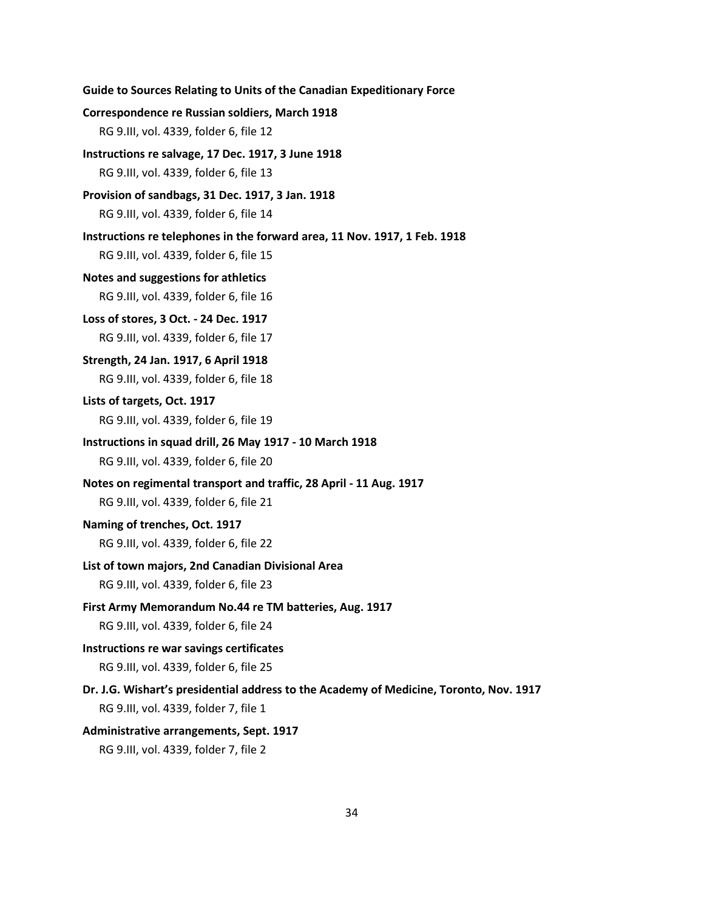**Correspondence re Russian soldiers, March 1918**

RG 9.III, vol. 4339, folder 6, file 12

**Instructions re salvage, 17 Dec. 1917, 3 June 1918**

RG 9.III, vol. 4339, folder 6, file 13

**Provision of sandbags, 31 Dec. 1917, 3 Jan. 1918**

RG 9.III, vol. 4339, folder 6, file 14

**Instructions re telephones in the forward area, 11 Nov. 1917, 1 Feb. 1918**

RG 9.III, vol. 4339, folder 6, file 15

**Notes and suggestions for athletics**

RG 9.III, vol. 4339, folder 6, file 16

**Loss of stores, 3 Oct. - 24 Dec. 1917**

RG 9.III, vol. 4339, folder 6, file 17

**Strength, 24 Jan. 1917, 6 April 1918**

RG 9.III, vol. 4339, folder 6, file 18

**Lists of targets, Oct. 1917**

RG 9.III, vol. 4339, folder 6, file 19

**Instructions in squad drill, 26 May 1917 - 10 March 1918**

RG 9.III, vol. 4339, folder 6, file 20

**Notes on regimental transport and traffic, 28 April - 11 Aug. 1917**

RG 9.III, vol. 4339, folder 6, file 21

**Naming of trenches, Oct. 1917**

RG 9.III, vol. 4339, folder 6, file 22

**List of town majors, 2nd Canadian Divisional Area**

RG 9.III, vol. 4339, folder 6, file 23

**First Army Memorandum No.44 re TM batteries, Aug. 1917**

RG 9.III, vol. 4339, folder 6, file 24

**Instructions re war savings certificates**

RG 9.III, vol. 4339, folder 6, file 25

**Dr. J.G. Wishart's presidential address to the Academy of Medicine, Toronto, Nov. 1917**

RG 9.III, vol. 4339, folder 7, file 1

**Administrative arrangements, Sept. 1917**

RG 9.III, vol. 4339, folder 7, file 2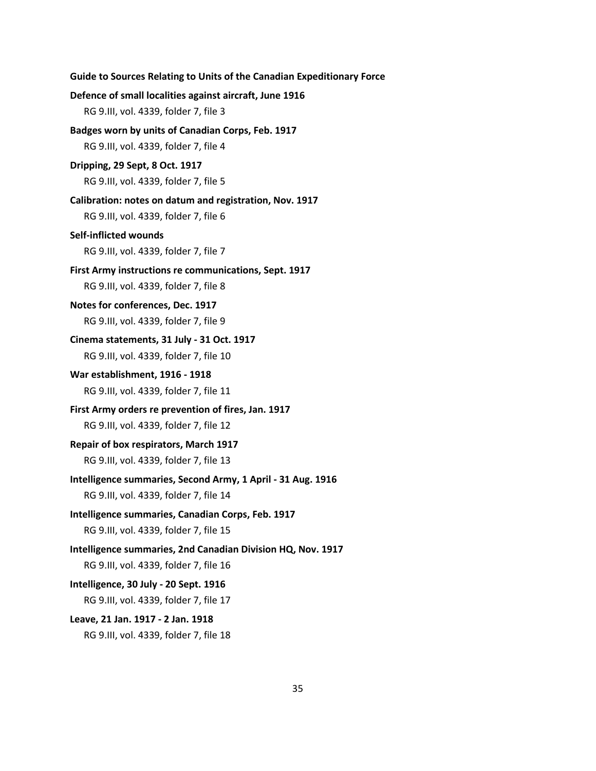**Defence of small localities against aircraft, June 1916**

RG 9.III, vol. 4339, folder 7, file 3

**Badges worn by units of Canadian Corps, Feb. 1917**

RG 9.III, vol. 4339, folder 7, file 4

**Dripping, 29 Sept, 8 Oct. 1917**

RG 9.III, vol. 4339, folder 7, file 5

**Calibration: notes on datum and registration, Nov. 1917**

RG 9.III, vol. 4339, folder 7, file 6

**Self-inflicted wounds**

RG 9.III, vol. 4339, folder 7, file 7

**First Army instructions re communications, Sept. 1917**

RG 9.III, vol. 4339, folder 7, file 8

**Notes for conferences, Dec. 1917**

RG 9.III, vol. 4339, folder 7, file 9

**Cinema statements, 31 July - 31 Oct. 1917**

RG 9.III, vol. 4339, folder 7, file 10

**War establishment, 1916 - 1918**

RG 9.III, vol. 4339, folder 7, file 11

**First Army orders re prevention of fires, Jan. 1917**

RG 9.III, vol. 4339, folder 7, file 12

**Repair of box respirators, March 1917**

RG 9.III, vol. 4339, folder 7, file 13

**Intelligence summaries, Second Army, 1 April - 31 Aug. 1916**

RG 9.III, vol. 4339, folder 7, file 14

**Intelligence summaries, Canadian Corps, Feb. 1917**

RG 9.III, vol. 4339, folder 7, file 15

**Intelligence summaries, 2nd Canadian Division HQ, Nov. 1917**

RG 9.III, vol. 4339, folder 7, file 16

**Intelligence, 30 July - 20 Sept. 1916**

RG 9.III, vol. 4339, folder 7, file 17

**Leave, 21 Jan. 1917 - 2 Jan. 1918**

RG 9.III, vol. 4339, folder 7, file 18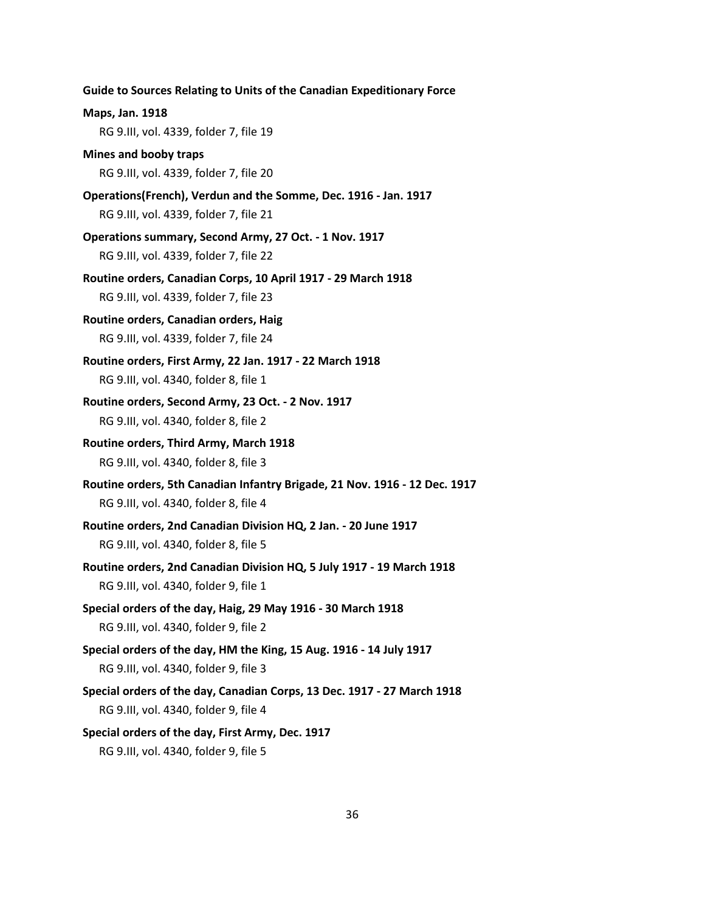**Maps, Jan. 1918**
RG 9.III, vol. 4339, folder 7, file 19

**Mines and booby traps**
RG 9.III, vol. 4339, folder 7, file 20

**Operations(French), Verdun and the Somme, Dec. 1916 - Jan. 1917**
RG 9.III, vol. 4339, folder 7, file 21

**Operations summary, Second Army, 27 Oct. - 1 Nov. 1917**
RG 9.III, vol. 4339, folder 7, file 22

**Routine orders, Canadian Corps, 10 April 1917 - 29 March 1918**
RG 9.III, vol. 4339, folder 7, file 23

**Routine orders, Canadian orders, Haig**
RG 9.III, vol. 4339, folder 7, file 24

**Routine orders, First Army, 22 Jan. 1917 - 22 March 1918**
RG 9.III, vol. 4340, folder 8, file 1

**Routine orders, Second Army, 23 Oct. - 2 Nov. 1917**
RG 9.III, vol. 4340, folder 8, file 2

**Routine orders, Third Army, March 1918**
RG 9.III, vol. 4340, folder 8, file 3

**Routine orders, 5th Canadian Infantry Brigade, 21 Nov. 1916 - 12 Dec. 1917**
RG 9.III, vol. 4340, folder 8, file 4

**Routine orders, 2nd Canadian Division HQ, 2 Jan. - 20 June 1917**
RG 9.III, vol. 4340, folder 8, file 5

**Routine orders, 2nd Canadian Division HQ, 5 July 1917 - 19 March 1918**
RG 9.III, vol. 4340, folder 9, file 1

**Special orders of the day, Haig, 29 May 1916 - 30 March 1918**
RG 9.III, vol. 4340, folder 9, file 2

**Special orders of the day, HM the King, 15 Aug. 1916 - 14 July 1917**
RG 9.III, vol. 4340, folder 9, file 3

**Special orders of the day, Canadian Corps, 13 Dec. 1917 - 27 March 1918**
RG 9.III, vol. 4340, folder 9, file 4

**Special orders of the day, First Army, Dec. 1917**
RG 9.III, vol. 4340, folder 9, file 5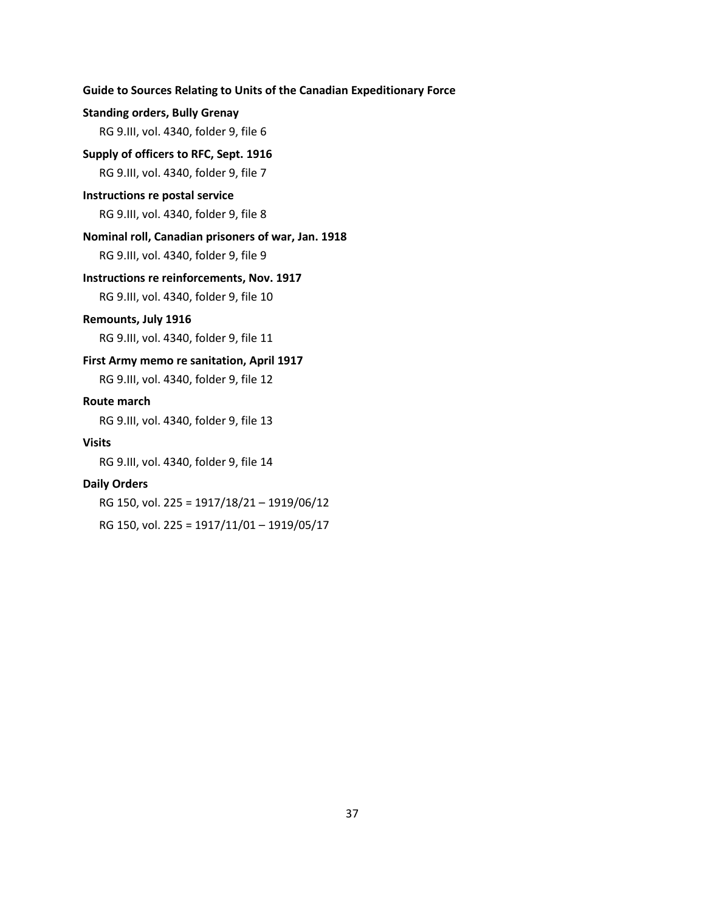**Standing orders, Bully Grenay**

RG 9.III, vol. 4340, folder 9, file 6

**Supply of officers to RFC, Sept. 1916**

RG 9.III, vol. 4340, folder 9, file 7

**Instructions re postal service**

RG 9.III, vol. 4340, folder 9, file 8

**Nominal roll, Canadian prisoners of war, Jan. 1918**

RG 9.III, vol. 4340, folder 9, file 9

**Instructions re reinforcements, Nov. 1917**

RG 9.III, vol. 4340, folder 9, file 10

**Remounts, July 1916**

RG 9.III, vol. 4340, folder 9, file 11

**First Army memo re sanitation, April 1917**

RG 9.III, vol. 4340, folder 9, file 12

**Route march**

RG 9.III, vol. 4340, folder 9, file 13

**Visits**

RG 9.III, vol. 4340, folder 9, file 14

**Daily Orders**

RG 150, vol. 225 = 1917/18/21 – 1919/06/12

RG 150, vol. 225 = 1917/11/01 – 1919/05/17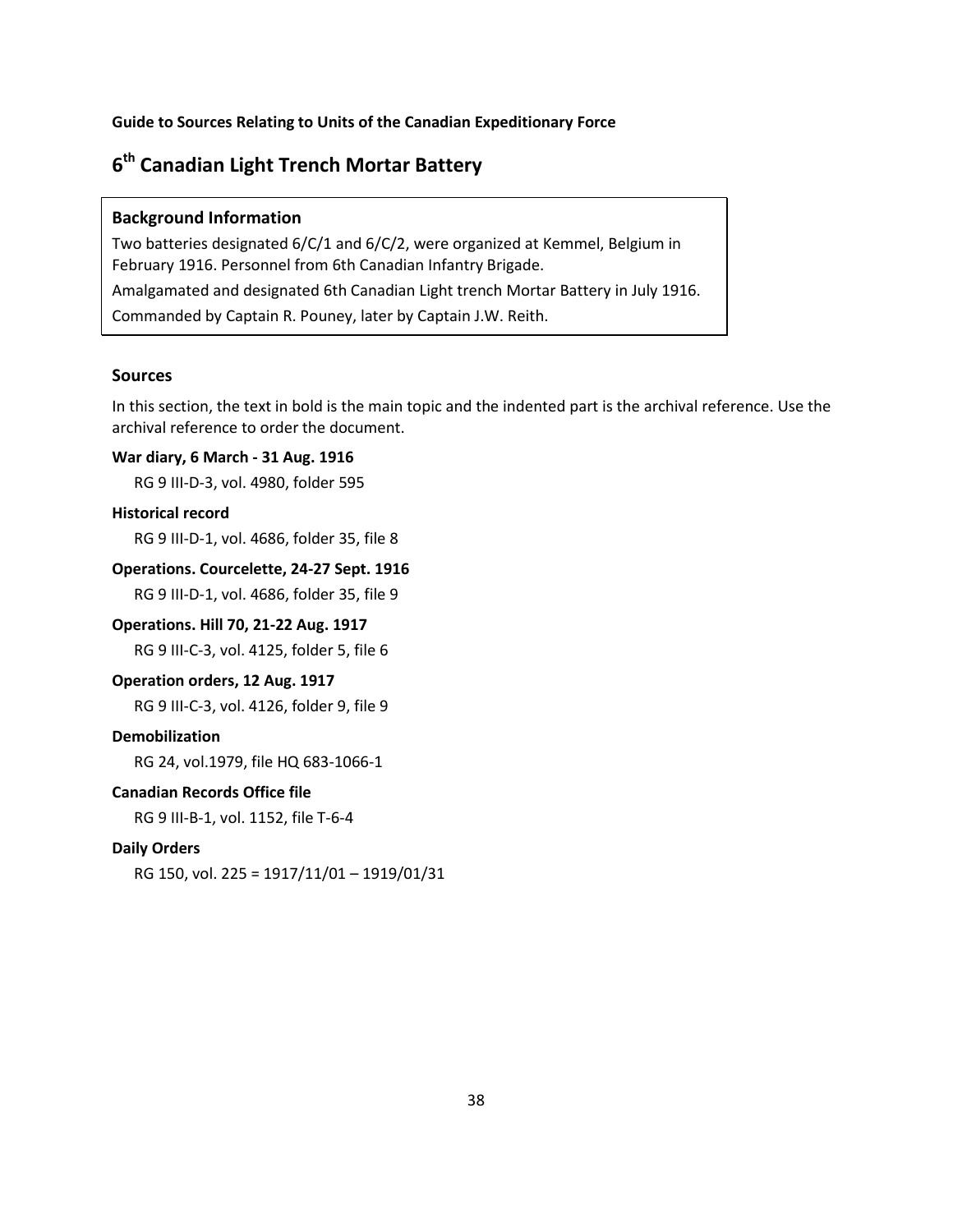**Guide to Sources Relating to Units of the Canadian Expeditionary Force**

# 6th Canadian Light Trench Mortar Battery

### Background Information

Two batteries designated 6/C/1 and 6/C/2, were organized at Kemmel, Belgium in February 1916. Personnel from 6th Canadian Infantry Brigade.

Amalgamated and designated 6th Canadian Light trench Mortar Battery in July 1916.

Commanded by Captain R. Pouney, later by Captain J.W. Reith.

## Sources

In this section, the text in bold is the main topic and the indented part is the archival reference. Use the archival reference to order the document.

**War diary, 6 March - 31 Aug. 1916**

RG 9 III-D-3, vol. 4980, folder 595

**Historical record**

RG 9 III-D-1, vol. 4686, folder 35, file 8

**Operations. Courcelette, 24-27 Sept. 1916**

RG 9 III-D-1, vol. 4686, folder 35, file 9

**Operations. Hill 70, 21-22 Aug. 1917**

RG 9 III-C-3, vol. 4125, folder 5, file 6

**Operation orders, 12 Aug. 1917**

RG 9 III-C-3, vol. 4126, folder 9, file 9

**Demobilization**

RG 24, vol.1979, file HQ 683-1066-1

**Canadian Records Office file**

RG 9 III-B-1, vol. 1152, file T-6-4

**Daily Orders**

RG 150, vol. 225 = 1917/11/01 – 1919/01/31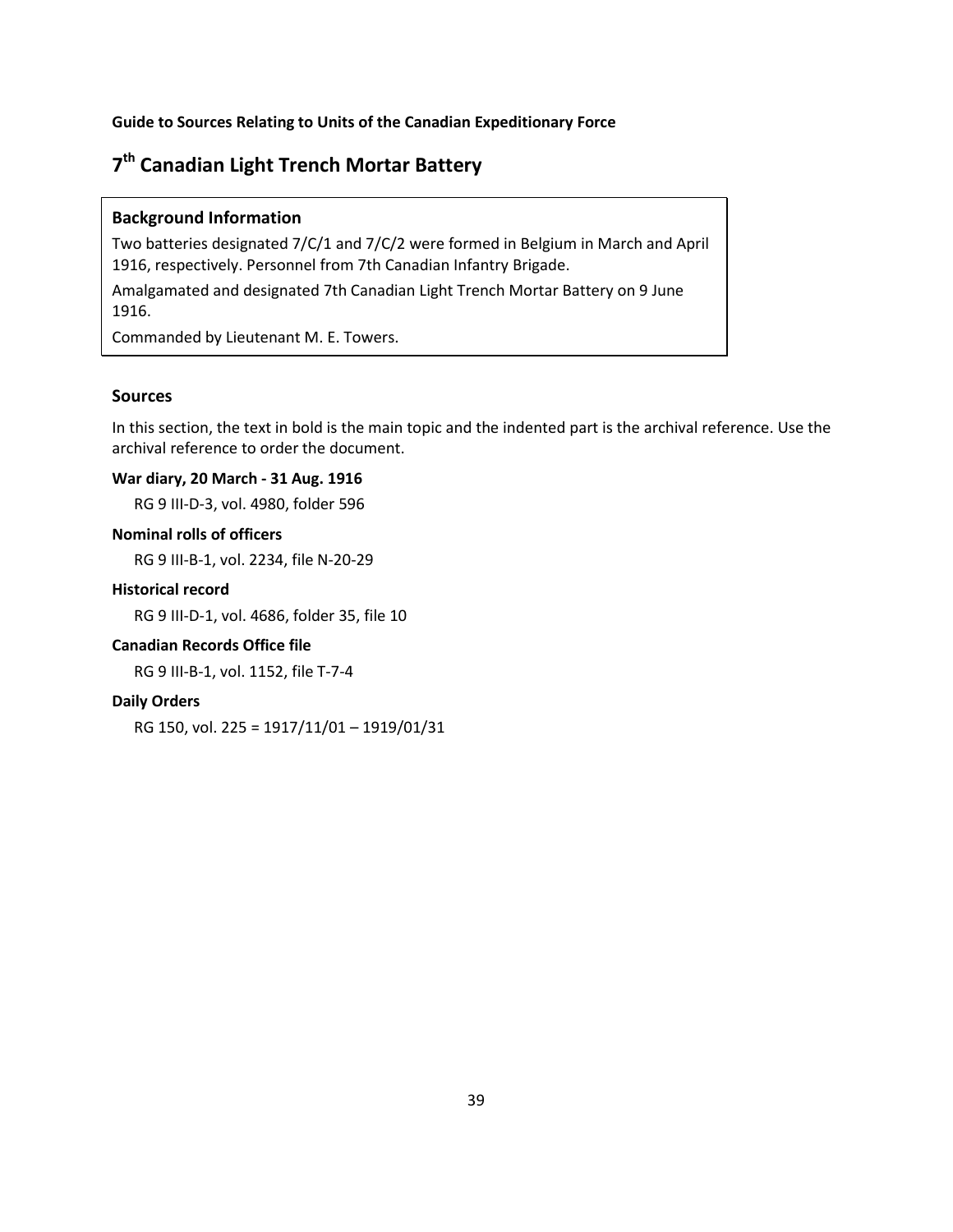Guide to Sources Relating to Units of the Canadian Expeditionary Force

# 7th Canadian Light Trench Mortar Battery

## Background Information

Two batteries designated 7/C/1 and 7/C/2 were formed in Belgium in March and April 1916, respectively. Personnel from 7th Canadian Infantry Brigade.

Amalgamated and designated 7th Canadian Light Trench Mortar Battery on 9 June 1916.

Commanded by Lieutenant M. E. Towers.

## Sources

In this section, the text in bold is the main topic and the indented part is the archival reference. Use the archival reference to order the document.

**War diary, 20 March - 31 Aug. 1916**

RG 9 III-D-3, vol. 4980, folder 596

**Nominal rolls of officers**

RG 9 III-B-1, vol. 2234, file N-20-29

**Historical record**

RG 9 III-D-1, vol. 4686, folder 35, file 10

**Canadian Records Office file**

RG 9 III-B-1, vol. 1152, file T-7-4

**Daily Orders**

RG 150, vol. 225 = 1917/11/01 – 1919/01/31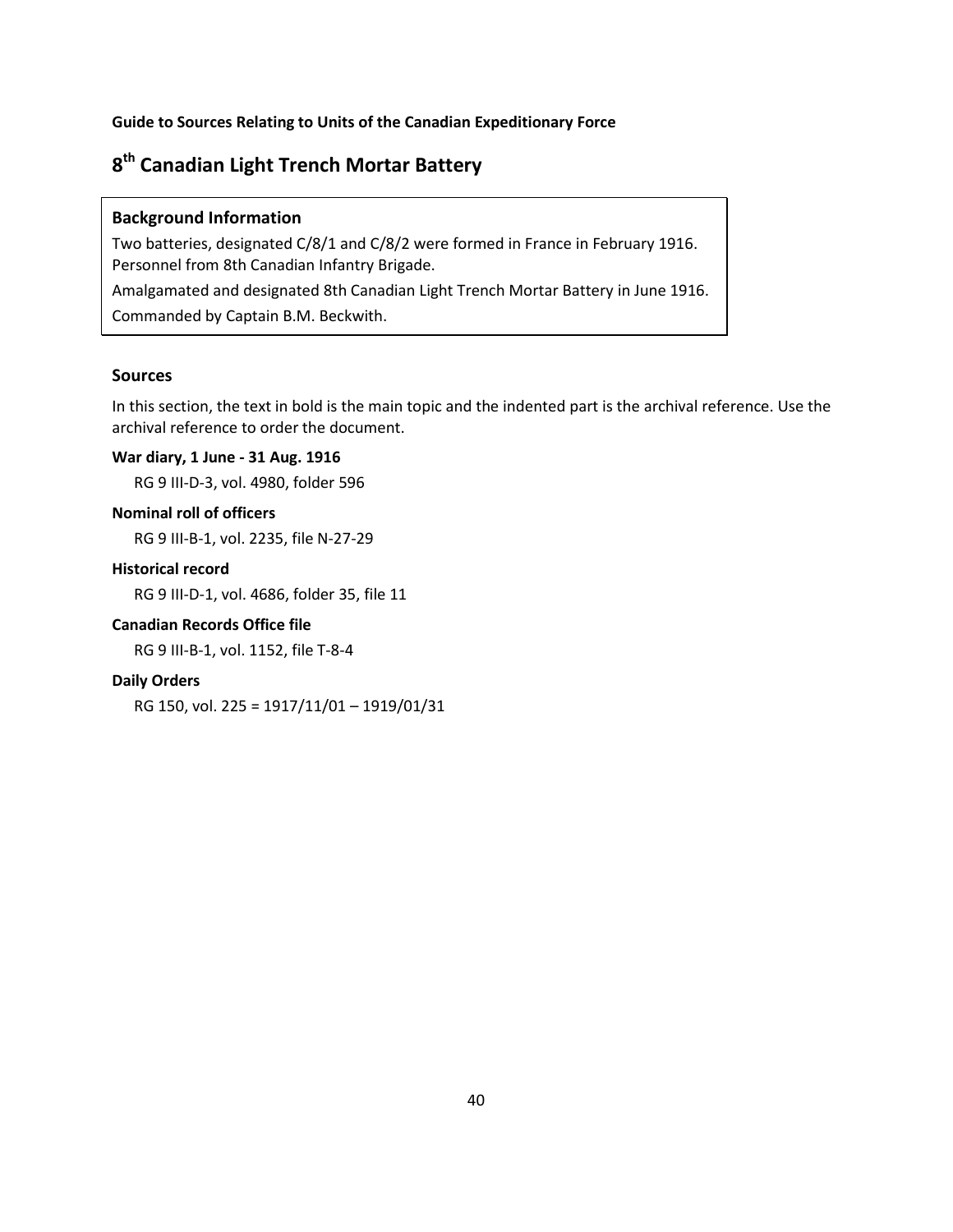**Guide to Sources Relating to Units of the Canadian Expeditionary Force**

# 8th Canadian Light Trench Mortar Battery

### Background Information

Two batteries, designated C/8/1 and C/8/2 were formed in France in February 1916. Personnel from 8th Canadian Infantry Brigade.

Amalgamated and designated 8th Canadian Light Trench Mortar Battery in June 1916.

Commanded by Captain B.M. Beckwith.

## Sources

In this section, the text in bold is the main topic and the indented part is the archival reference. Use the archival reference to order the document.

**War diary, 1 June - 31 Aug. 1916**

RG 9 III-D-3, vol. 4980, folder 596

**Nominal roll of officers**

RG 9 III-B-1, vol. 2235, file N-27-29

**Historical record**

RG 9 III-D-1, vol. 4686, folder 35, file 11

**Canadian Records Office file**

RG 9 III-B-1, vol. 1152, file T-8-4

**Daily Orders**

RG 150, vol. 225 = 1917/11/01 – 1919/01/31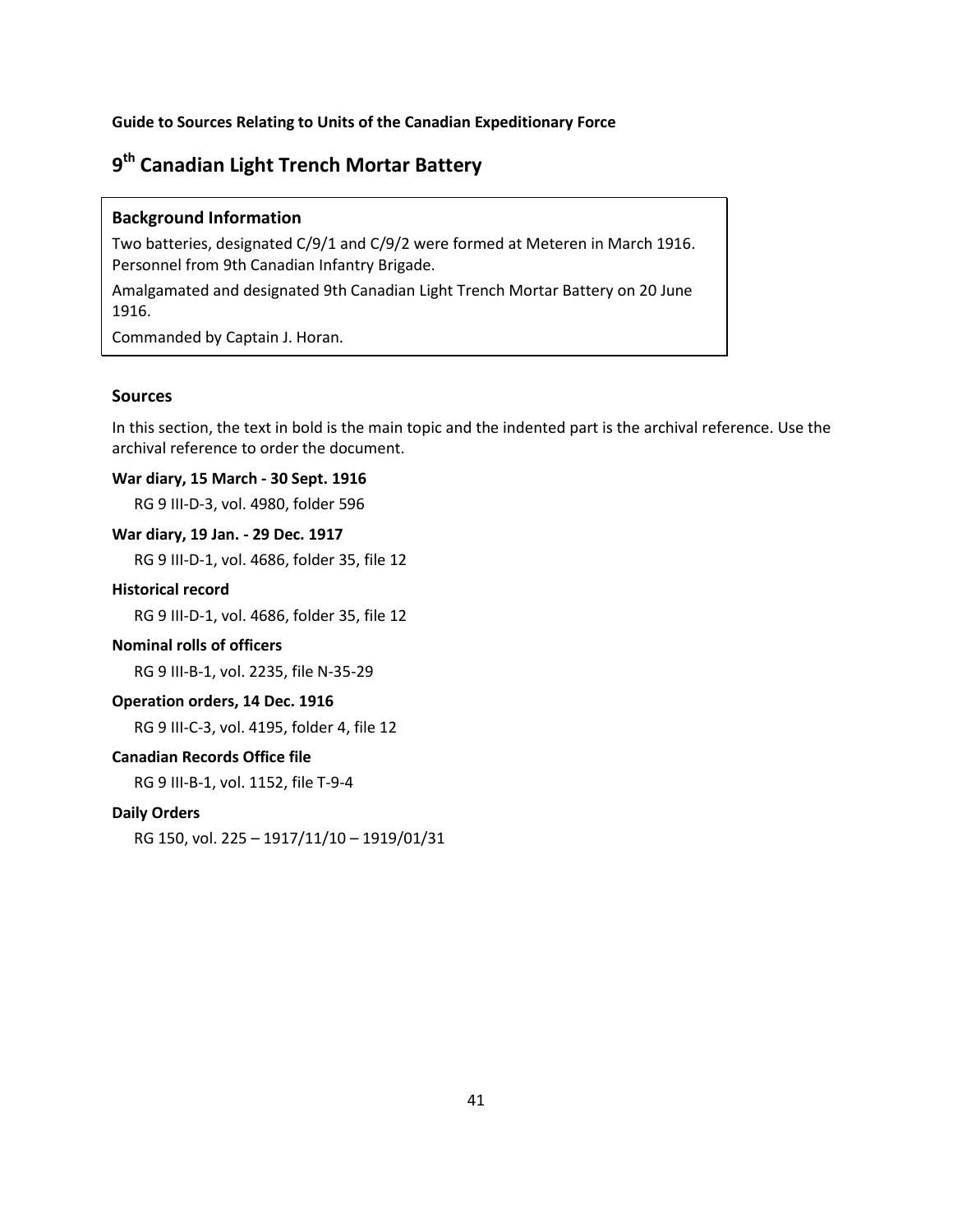**Guide to Sources Relating to Units of the Canadian Expeditionary Force**

# 9th Canadian Light Trench Mortar Battery

### Background Information

Two batteries, designated C/9/1 and C/9/2 were formed at Meteren in March 1916. Personnel from 9th Canadian Infantry Brigade.

Amalgamated and designated 9th Canadian Light Trench Mortar Battery on 20 June 1916.

Commanded by Captain J. Horan.

## Sources

In this section, the text in bold is the main topic and the indented part is the archival reference. Use the archival reference to order the document.

**War diary, 15 March - 30 Sept. 1916**

RG 9 III-D-3, vol. 4980, folder 596

**War diary, 19 Jan. - 29 Dec. 1917**

RG 9 III-D-1, vol. 4686, folder 35, file 12

**Historical record**

RG 9 III-D-1, vol. 4686, folder 35, file 12

**Nominal rolls of officers**

RG 9 III-B-1, vol. 2235, file N-35-29

**Operation orders, 14 Dec. 1916**

RG 9 III-C-3, vol. 4195, folder 4, file 12

**Canadian Records Office file**

RG 9 III-B-1, vol. 1152, file T-9-4

**Daily Orders**

RG 150, vol. 225 – 1917/11/10 – 1919/01/31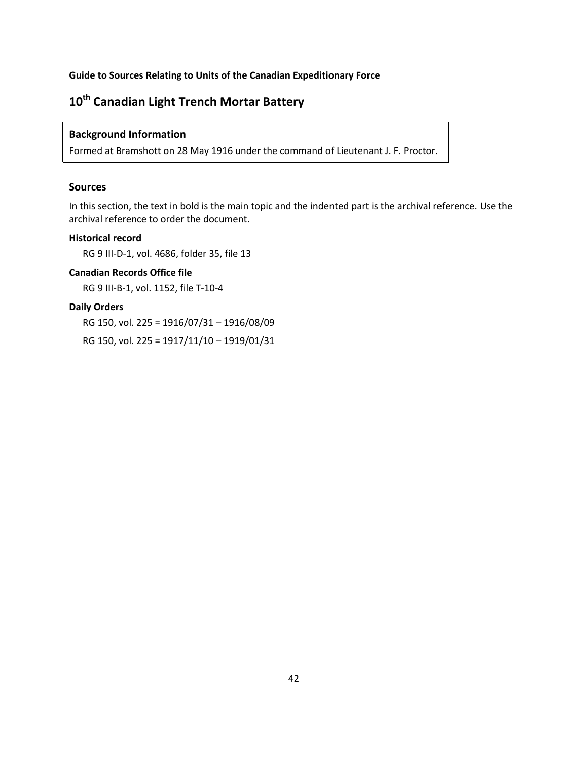Guide to Sources Relating to Units of the Canadian Expeditionary Force

# 10th Canadian Light Trench Mortar Battery

**Background Information**

Formed at Bramshott on 28 May 1916 under the command of Lieutenant J. F. Proctor.

## Sources

In this section, the text in bold is the main topic and the indented part is the archival reference. Use the archival reference to order the document.

**Historical record**

RG 9 III-D-1, vol. 4686, folder 35, file 13

**Canadian Records Office file**

RG 9 III-B-1, vol. 1152, file T-10-4

**Daily Orders**

RG 150, vol. 225 = 1916/07/31 – 1916/08/09

RG 150, vol. 225 = 1917/11/10 – 1919/01/31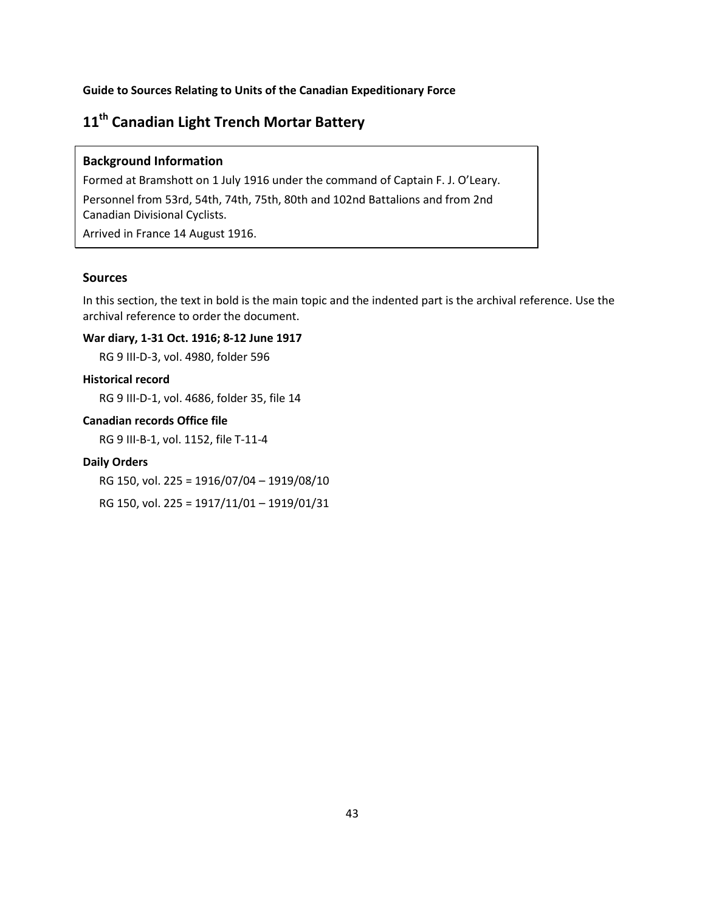**Guide to Sources Relating to Units of the Canadian Expeditionary Force**

# 11th Canadian Light Trench Mortar Battery

### Background Information

Formed at Bramshott on 1 July 1916 under the command of Captain F. J. O'Leary.

Personnel from 53rd, 54th, 74th, 75th, 80th and 102nd Battalions and from 2nd Canadian Divisional Cyclists.

Arrived in France 14 August 1916.

## Sources

In this section, the text in bold is the main topic and the indented part is the archival reference. Use the archival reference to order the document.

**War diary, 1-31 Oct. 1916; 8-12 June 1917**

RG 9 III-D-3, vol. 4980, folder 596

**Historical record**

RG 9 III-D-1, vol. 4686, folder 35, file 14

**Canadian records Office file**

RG 9 III-B-1, vol. 1152, file T-11-4

**Daily Orders**

RG 150, vol. 225 = 1916/07/04 – 1919/08/10

RG 150, vol. 225 = 1917/11/01 – 1919/01/31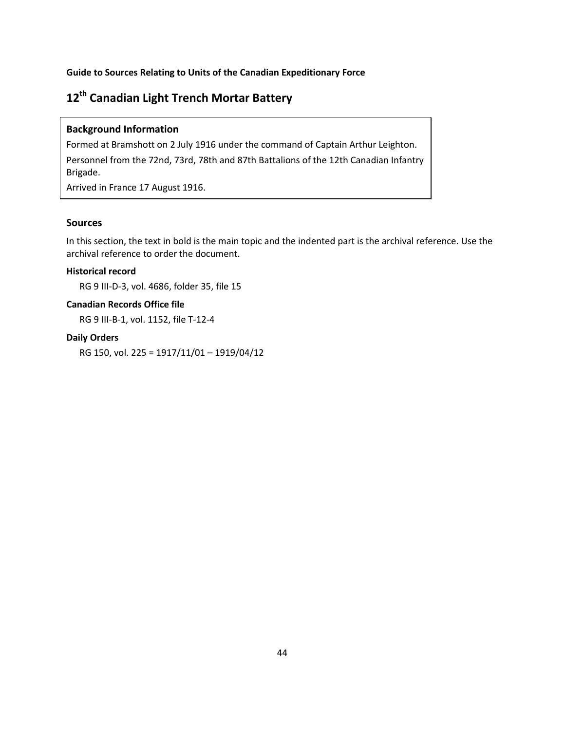**Guide to Sources Relating to Units of the Canadian Expeditionary Force**

# 12th Canadian Light Trench Mortar Battery

### Background Information

Formed at Bramshott on 2 July 1916 under the command of Captain Arthur Leighton.

Personnel from the 72nd, 73rd, 78th and 87th Battalions of the 12th Canadian Infantry Brigade.

Arrived in France 17 August 1916.

## Sources

In this section, the text in bold is the main topic and the indented part is the archival reference. Use the archival reference to order the document.

**Historical record**

RG 9 III-D-3, vol. 4686, folder 35, file 15

**Canadian Records Office file**

RG 9 III-B-1, vol. 1152, file T-12-4

**Daily Orders**

RG 150, vol. 225 = 1917/11/01 – 1919/04/12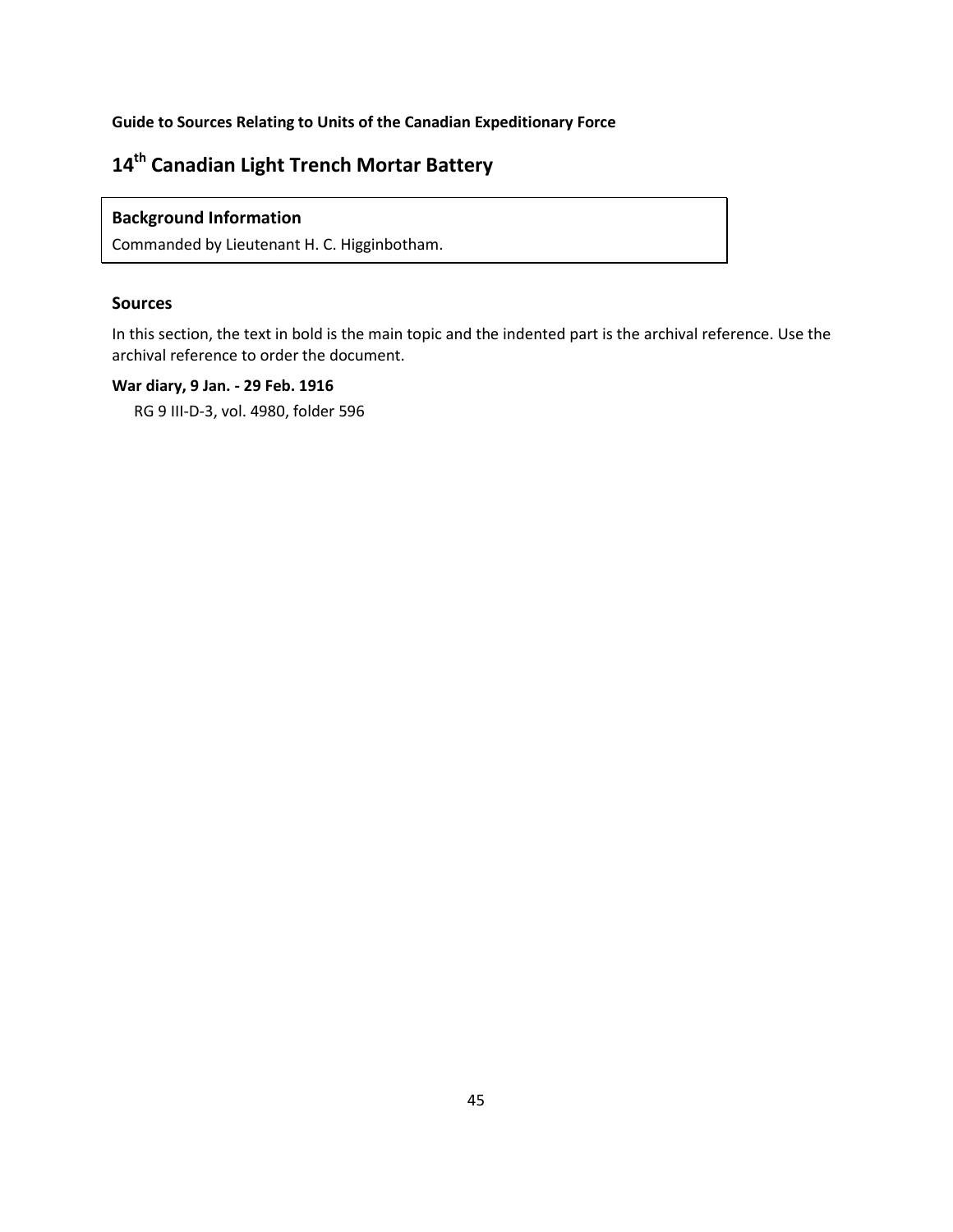**Guide to Sources Relating to Units of the Canadian Expeditionary Force**

# 14th Canadian Light Trench Mortar Battery

**Background Information**

Commanded by Lieutenant H. C. Higginbotham.

## Sources

In this section, the text in bold is the main topic and the indented part is the archival reference. Use the archival reference to order the document.

**War diary, 9 Jan. - 29 Feb. 1916**

RG 9 III-D-3, vol. 4980, folder 596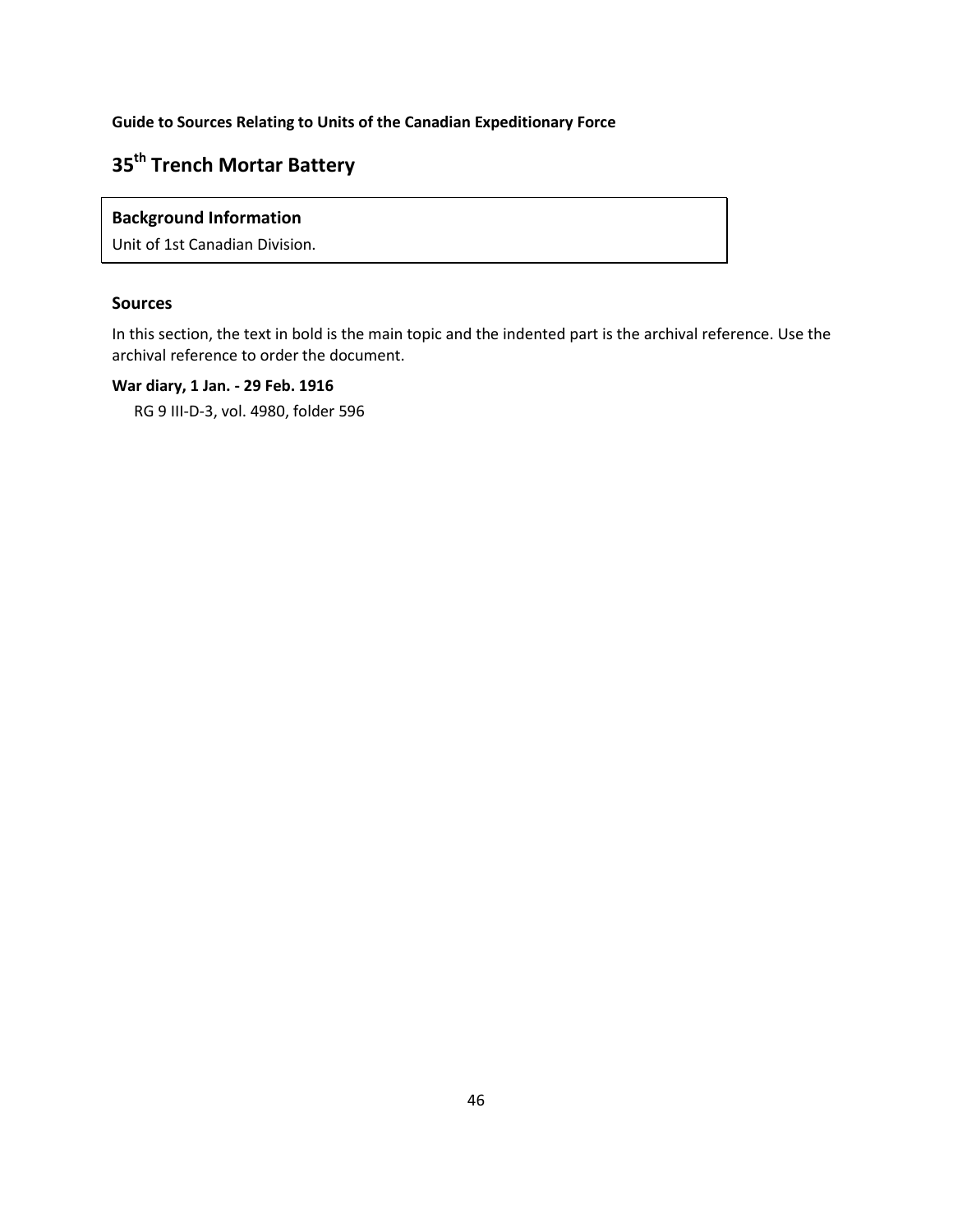Guide to Sources Relating to Units of the Canadian Expeditionary Force

# 35th Trench Mortar Battery

**Background Information**

Unit of 1st Canadian Division.

## Sources

In this section, the text in bold is the main topic and the indented part is the archival reference. Use the archival reference to order the document.

**War diary, 1 Jan. - 29 Feb. 1916**

RG 9 III-D-3, vol. 4980, folder 596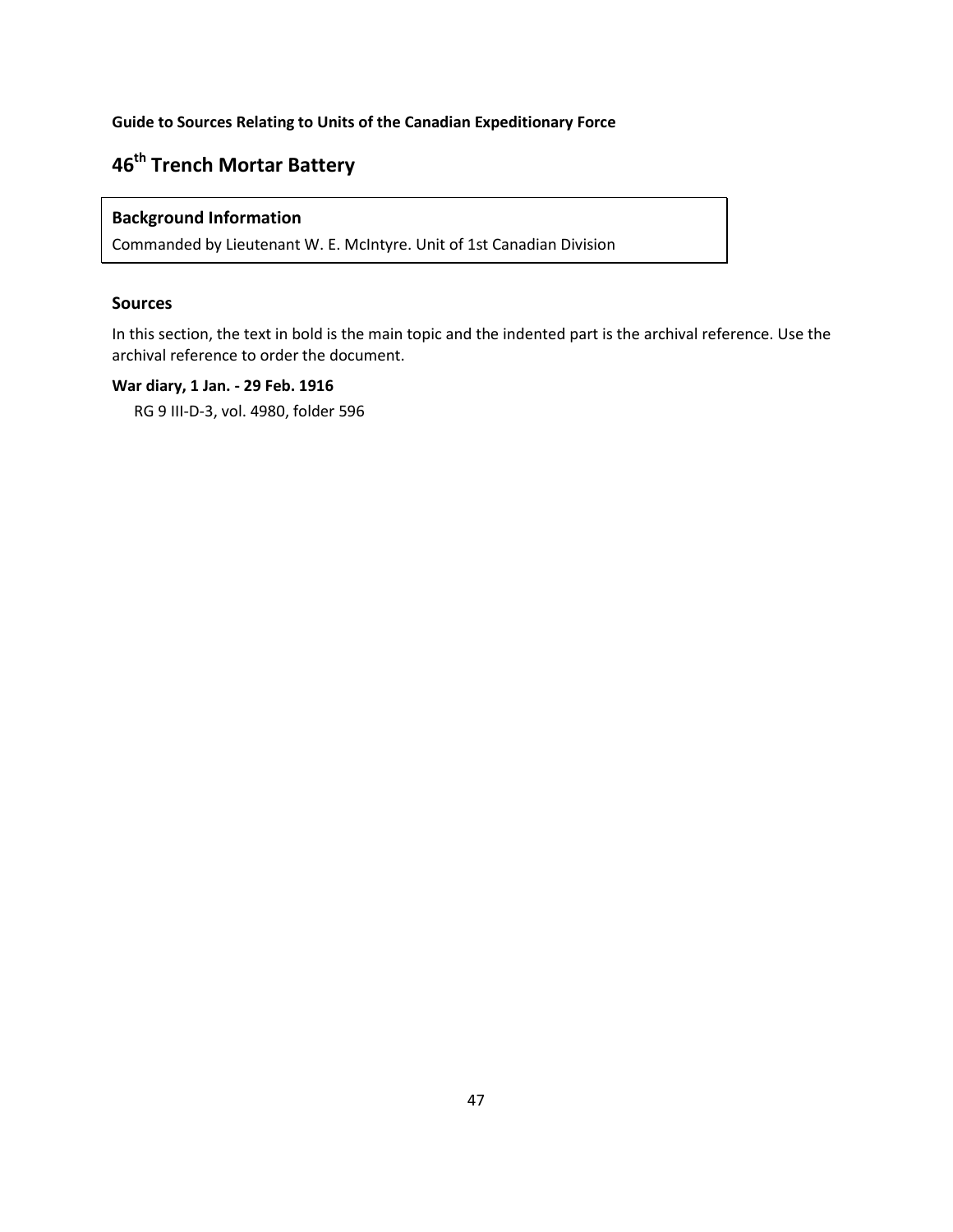**Guide to Sources Relating to Units of the Canadian Expeditionary Force**

# 46th Trench Mortar Battery

**Background Information**

Commanded by Lieutenant W. E. McIntyre. Unit of 1st Canadian Division

## Sources

In this section, the text in bold is the main topic and the indented part is the archival reference. Use the archival reference to order the document.

**War diary, 1 Jan. - 29 Feb. 1916**

RG 9 III-D-3, vol. 4980, folder 596